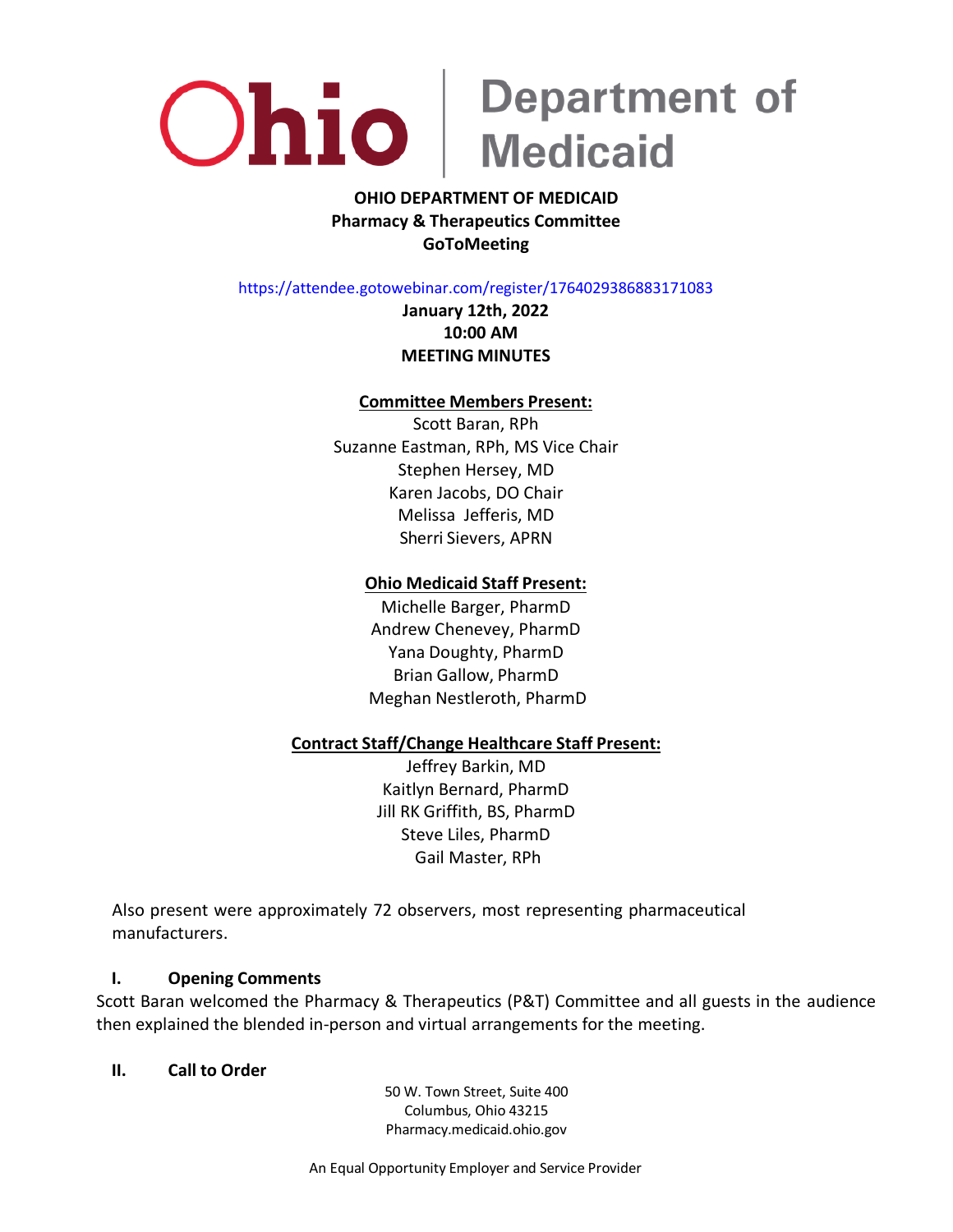Ohio | Department of Medicaid

**OHIO DEPARTMENT OF MEDICAID**
**Pharmacy & Therapeutics Committee**
**GoToMeeting**

https://attendee.gotowebinar.com/register/1764029386883171083

**January 12th, 2022**
**10:00 AM**
**MEETING MINUTES**

**Committee Members Present:**

Scott Baran, RPh
Suzanne Eastman, RPh, MS Vice Chair
Stephen Hersey, MD
Karen Jacobs, DO Chair
Melissa Jefferis, MD
Sherri Sievers, APRN

**Ohio Medicaid Staff Present:**

Michelle Barger, PharmD
Andrew Chenevey, PharmD
Yana Doughty, PharmD
Brian Gallow, PharmD
Meghan Nestleroth, PharmD

**Contract Staff/Change Healthcare Staff Present:**

Jeffrey Barkin, MD
Kaitlyn Bernard, PharmD
Jill RK Griffith, BS, PharmD
Steve Liles, PharmD
Gail Master, RPh

Also present were approximately 72 observers, most representing pharmaceutical manufacturers.

## I. Opening Comments

Scott Baran welcomed the Pharmacy & Therapeutics (P&T) Committee and all guests in the audience then explained the blended in-person and virtual arrangements for the meeting.

## II. Call to Order

50 W. Town Street, Suite 400
Columbus, Ohio 43215
Pharmacy.medicaid.ohio.gov

An Equal Opportunity Employer and Service Provider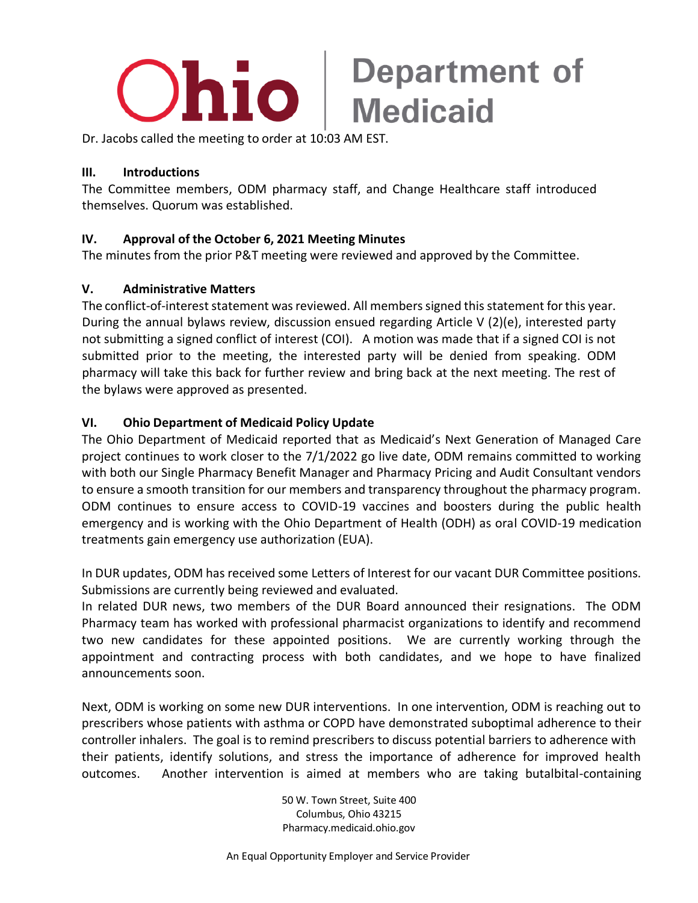Dr. Jacobs called the meeting to order at 10:03 AM EST.

### III. Introductions

The Committee members, ODM pharmacy staff, and Change Healthcare staff introduced themselves. Quorum was established.

### IV. Approval of the October 6, 2021 Meeting Minutes

The minutes from the prior P&T meeting were reviewed and approved by the Committee.

### V. Administrative Matters

The conflict-of-interest statement was reviewed. All members signed this statement for this year. During the annual bylaws review, discussion ensued regarding Article V (2)(e), interested party not submitting a signed conflict of interest (COI). A motion was made that if a signed COI is not submitted prior to the meeting, the interested party will be denied from speaking. ODM pharmacy will take this back for further review and bring back at the next meeting. The rest of the bylaws were approved as presented.

### VI. Ohio Department of Medicaid Policy Update

The Ohio Department of Medicaid reported that as Medicaid's Next Generation of Managed Care project continues to work closer to the 7/1/2022 go live date, ODM remains committed to working with both our Single Pharmacy Benefit Manager and Pharmacy Pricing and Audit Consultant vendors to ensure a smooth transition for our members and transparency throughout the pharmacy program. ODM continues to ensure access to COVID-19 vaccines and boosters during the public health emergency and is working with the Ohio Department of Health (ODH) as oral COVID-19 medication treatments gain emergency use authorization (EUA).

In DUR updates, ODM has received some Letters of Interest for our vacant DUR Committee positions. Submissions are currently being reviewed and evaluated.
In related DUR news, two members of the DUR Board announced their resignations. The ODM Pharmacy team has worked with professional pharmacist organizations to identify and recommend two new candidates for these appointed positions. We are currently working through the appointment and contracting process with both candidates, and we hope to have finalized announcements soon.

Next, ODM is working on some new DUR interventions. In one intervention, ODM is reaching out to prescribers whose patients with asthma or COPD have demonstrated suboptimal adherence to their controller inhalers. The goal is to remind prescribers to discuss potential barriers to adherence with their patients, identify solutions, and stress the importance of adherence for improved health outcomes. Another intervention is aimed at members who are taking butalbital-containing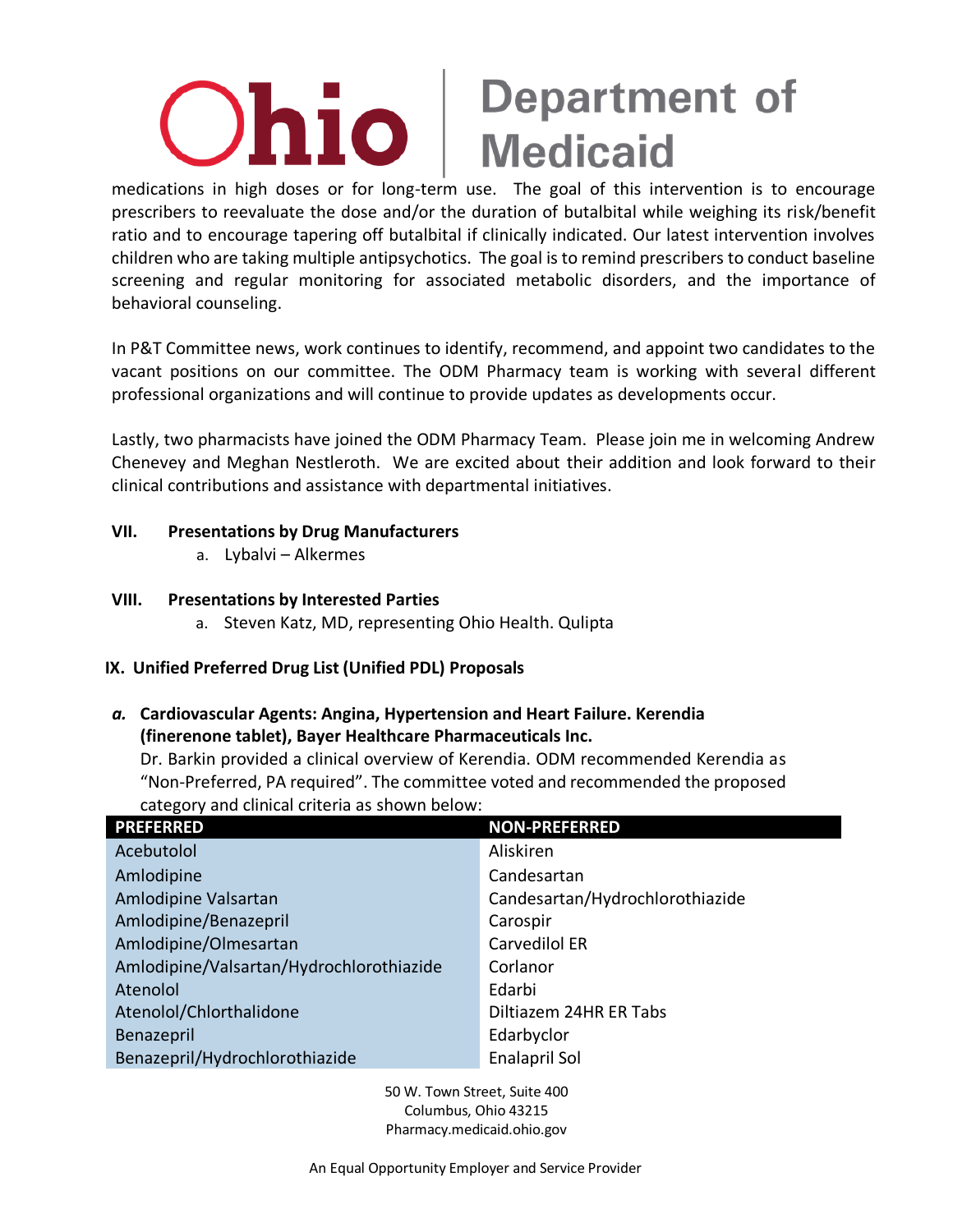medications in high doses or for long-term use. The goal of this intervention is to encourage prescribers to reevaluate the dose and/or the duration of butalbital while weighing its risk/benefit ratio and to encourage tapering off butalbital if clinically indicated. Our latest intervention involves children who are taking multiple antipsychotics. The goal is to remind prescribers to conduct baseline screening and regular monitoring for associated metabolic disorders, and the importance of behavioral counseling.

In P&T Committee news, work continues to identify, recommend, and appoint two candidates to the vacant positions on our committee. The ODM Pharmacy team is working with several different professional organizations and will continue to provide updates as developments occur.

Lastly, two pharmacists have joined the ODM Pharmacy Team. Please join me in welcoming Andrew Chenevey and Meghan Nestleroth. We are excited about their addition and look forward to their clinical contributions and assistance with departmental initiatives.

## VII. Presentations by Drug Manufacturers

a. Lybalvi – Alkermes

## VIII. Presentations by Interested Parties

a. Steven Katz, MD, representing Ohio Health. Qulipta

## IX. Unified Preferred Drug List (Unified PDL) Proposals

***a.* Cardiovascular Agents: Angina, Hypertension and Heart Failure. Kerendia (finerenone tablet), Bayer Healthcare Pharmaceuticals Inc.**

Dr. Barkin provided a clinical overview of Kerendia. ODM recommended Kerendia as "Non-Preferred, PA required". The committee voted and recommended the proposed category and clinical criteria as shown below:

| PREFERRED | NON-PREFERRED |
|---|---|
| Acebutolol | Aliskiren |
| Amlodipine | Candesartan |
| Amlodipine Valsartan | Candesartan/Hydrochlorothiazide |
| Amlodipine/Benazepril | Carospir |
| Amlodipine/Olmesartan | Carvedilol ER |
| Amlodipine/Valsartan/Hydrochlorothiazide | Corlanor |
| Atenolol | Edarbi |
| Atenolol/Chlorthalidone | Diltiazem 24HR ER Tabs |
| Benazepril | Edarbyclor |
| Benazepril/Hydrochlorothiazide | Enalapril Sol |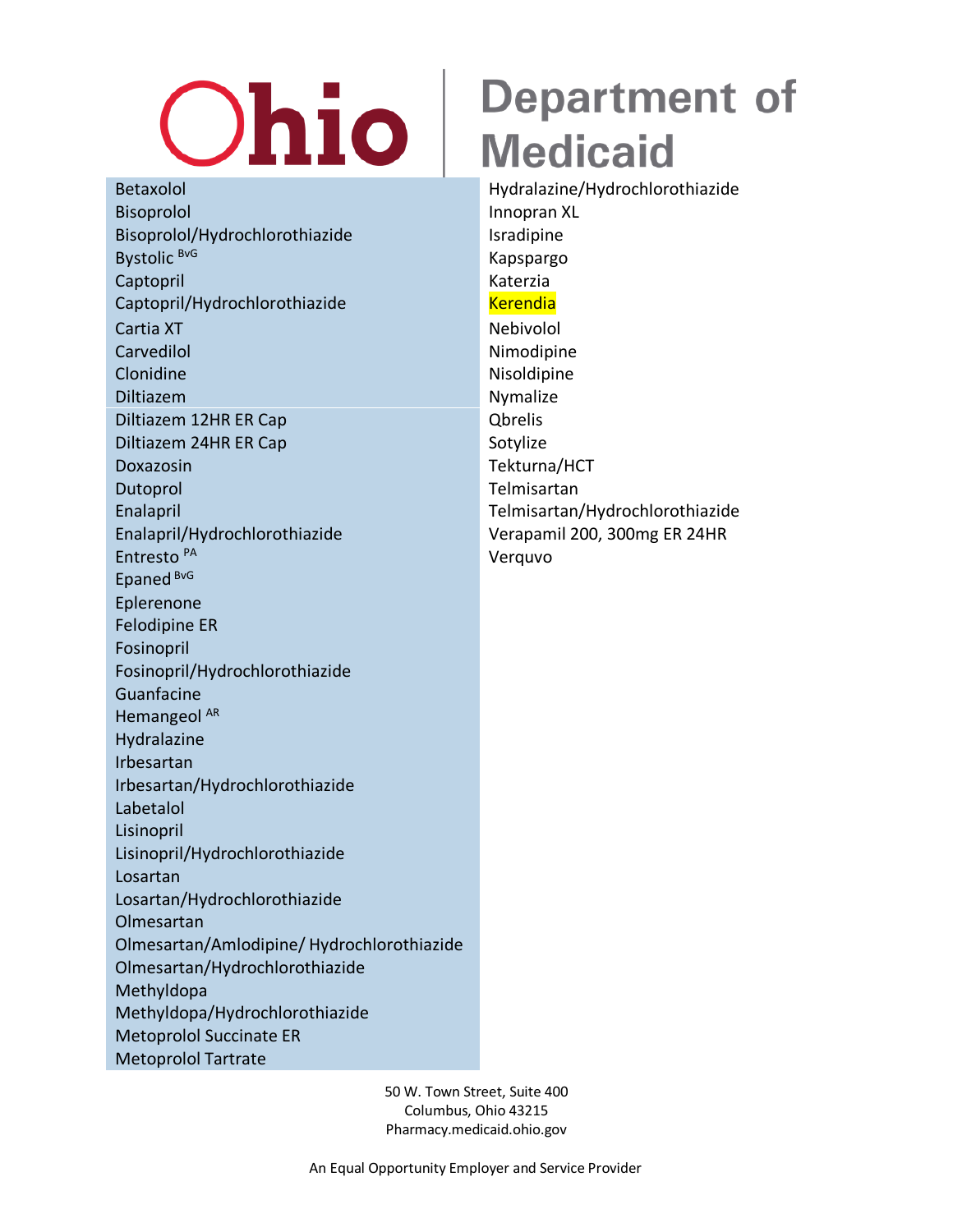| Preferred | Non-Preferred |
|---|---|
| Betaxolol | Hydralazine/Hydrochlorothiazide |
| Bisoprolol | Innopran XL |
| Bisoprolol/Hydrochlorothiazide | Isradipine |
| Bystolic [BvG] | Kapspargo |
| Captopril | Katerzia |
| Captopril/Hydrochlorothiazide | Kerendia |
| Cartia XT | Nebivolol |
| Carvedilol | Nimodipine |
| Clonidine | Nisoldipine |
| Diltiazem | Nymalize |
| Diltiazem 12HR ER Cap | Qbrelis |
| Diltiazem 24HR ER Cap | Sotylize |
| Doxazosin | Tekturna/HCT |
| Dutoprol | Telmisartan |
| Enalapril | Telmisartan/Hydrochlorothiazide |
| Enalapril/Hydrochlorothiazide | Verapamil 200, 300mg ER 24HR |
| Entresto [PA] | Verquvo |
| Epaned [BvG] | |
| Eplerenone | |
| Felodipine ER | |
| Fosinopril | |
| Fosinopril/Hydrochlorothiazide | |
| Guanfacine | |
| Hemangeol [AR] | |
| Hydralazine | |
| Irbesartan | |
| Irbesartan/Hydrochlorothiazide | |
| Labetalol | |
| Lisinopril | |
| Lisinopril/Hydrochlorothiazide | |
| Losartan | |
| Losartan/Hydrochlorothiazide | |
| Olmesartan | |
| Olmesartan/Amlodipine/ Hydrochlorothiazide | |
| Olmesartan/Hydrochlorothiazide | |
| Methyldopa | |
| Methyldopa/Hydrochlorothiazide | |
| Metoprolol Succinate ER | |
| Metoprolol Tartrate | |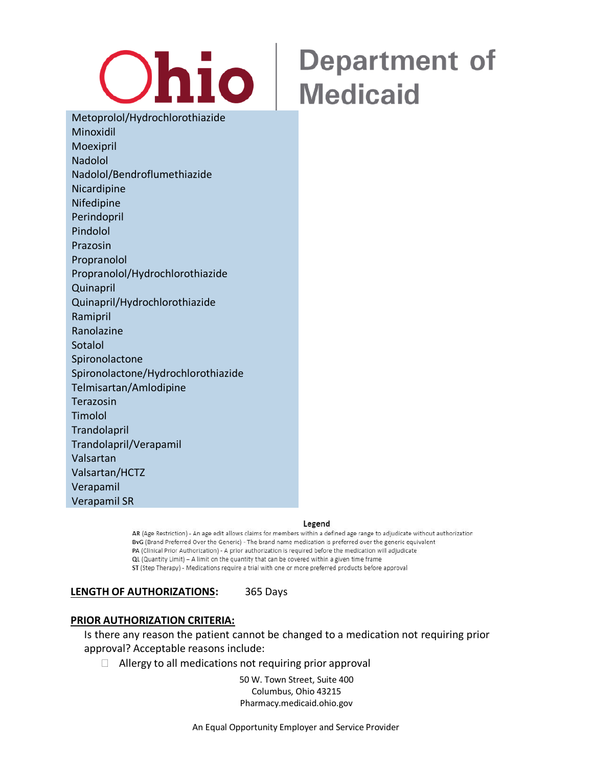Metoprolol/Hydrochlorothiazide
Minoxidil
Moexipril
Nadolol
Nadolol/Bendroflumethiazide
Nicardipine
Nifedipine
Perindopril
Pindolol
Prazosin
Propranolol
Propranolol/Hydrochlorothiazide
Quinapril
Quinapril/Hydrochlorothiazide
Ramipril
Ranolazine
Sotalol
Spironolactone
Spironolactone/Hydrochlorothiazide
Telmisartan/Amlodipine
Terazosin
Timolol
Trandolapril
Trandolapril/Verapamil
Valsartan
Valsartan/HCTZ
Verapamil
Verapamil SR

**Legend**

**AR** (Age Restriction) - An age edit allows claims for members within a defined age range to adjudicate without authorization
**BvG** (Brand Preferred Over the Generic) - The brand name medication is preferred over the generic equivalent
**PA** (Clinical Prior Authorization) - A prior authorization is required before the medication will adjudicate
**QL** (Quantity Limit) – A limit on the quantity that can be covered within a given time frame
**ST** (Step Therapy) - Medications require a trial with one or more preferred products before approval

**LENGTH OF AUTHORIZATIONS:** 365 Days

**PRIOR AUTHORIZATION CRITERIA:**

Is there any reason the patient cannot be changed to a medication not requiring prior approval? Acceptable reasons include:

- ☐ Allergy to all medications not requiring prior approval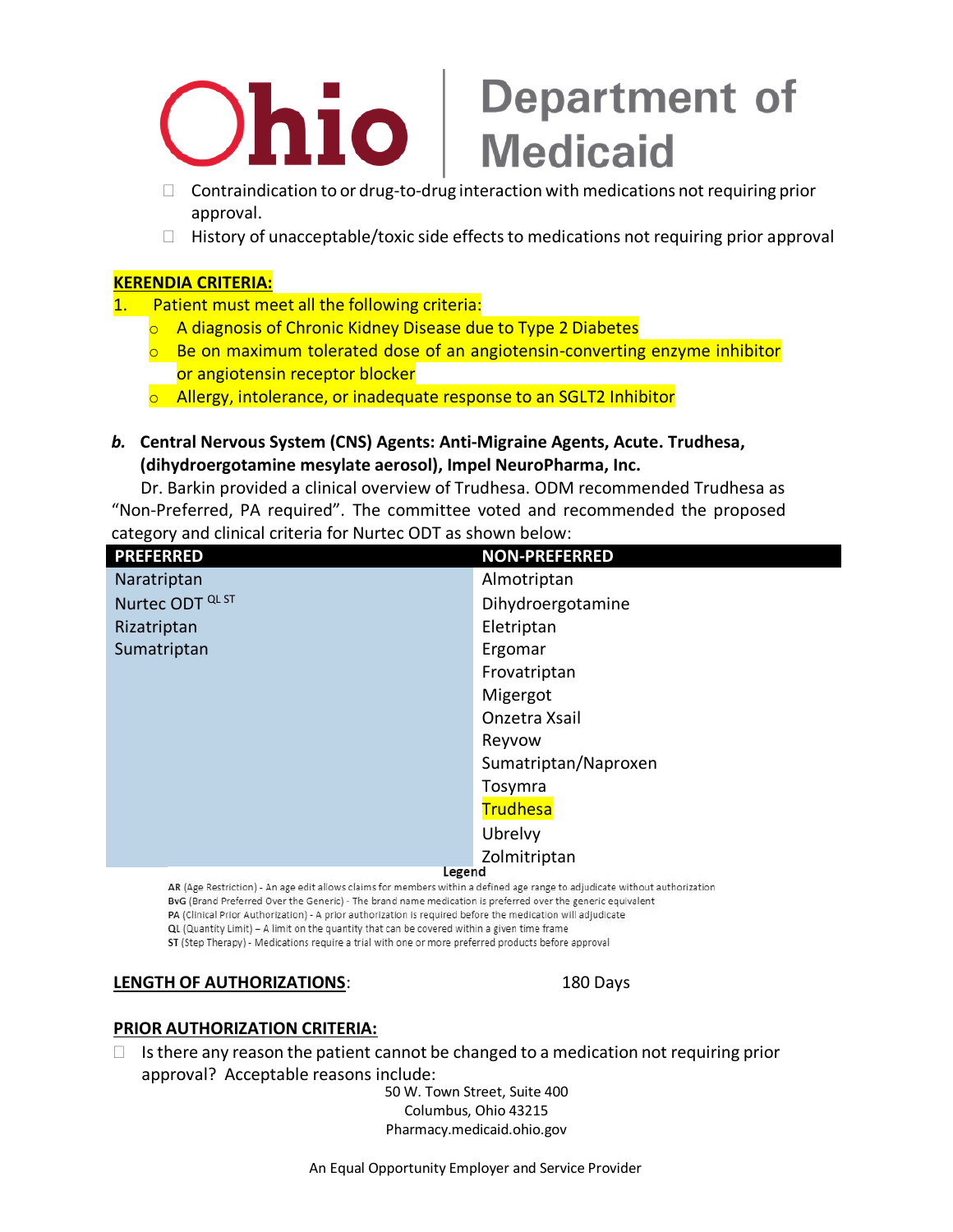- Contraindication to or drug-to-drug interaction with medications not requiring prior approval.
- History of unacceptable/toxic side effects to medications not requiring prior approval

**KERENDIA CRITERIA:**

1. Patient must meet all the following criteria:
   - A diagnosis of Chronic Kidney Disease due to Type 2 Diabetes
   - Be on maximum tolerated dose of an angiotensin-converting enzyme inhibitor or angiotensin receptor blocker
   - Allergy, intolerance, or inadequate response to an SGLT2 Inhibitor

***b.* Central Nervous System (CNS) Agents: Anti-Migraine Agents, Acute. Trudhesa, (dihydroergotamine mesylate aerosol), Impel NeuroPharma, Inc.**

Dr. Barkin provided a clinical overview of Trudhesa. ODM recommended Trudhesa as "Non-Preferred, PA required". The committee voted and recommended the proposed category and clinical criteria for Nurtec ODT as shown below:

| PREFERRED | NON-PREFERRED |
|---|---|
| Naratriptan | Almotriptan |
| Nurtec ODT QL ST | Dihydroergotamine |
| Rizatriptan | Eletriptan |
| Sumatriptan | Ergomar |
| | Frovatriptan |
| | Migergot |
| | Onzetra Xsail |
| | Reyvow |
| | Sumatriptan/Naproxen |
| | Tosymra |
| | Trudhesa |
| | Ubrelvy |
| | Zolmitriptan |

**Legend**

**AR** (Age Restriction) - An age edit allows claims for members within a defined age range to adjudicate without authorization
**BvG** (Brand Preferred Over the Generic) - The brand name medication is preferred over the generic equivalent
**PA** (Clinical Prior Authorization) - A prior authorization is required before the medication will adjudicate
**QL** (Quantity Limit) – A limit on the quantity that can be covered within a given time frame
**ST** (Step Therapy) - Medications require a trial with one or more preferred products before approval

**LENGTH OF AUTHORIZATIONS**: 180 Days

**PRIOR AUTHORIZATION CRITERIA:**

- Is there any reason the patient cannot be changed to a medication not requiring prior approval? Acceptable reasons include: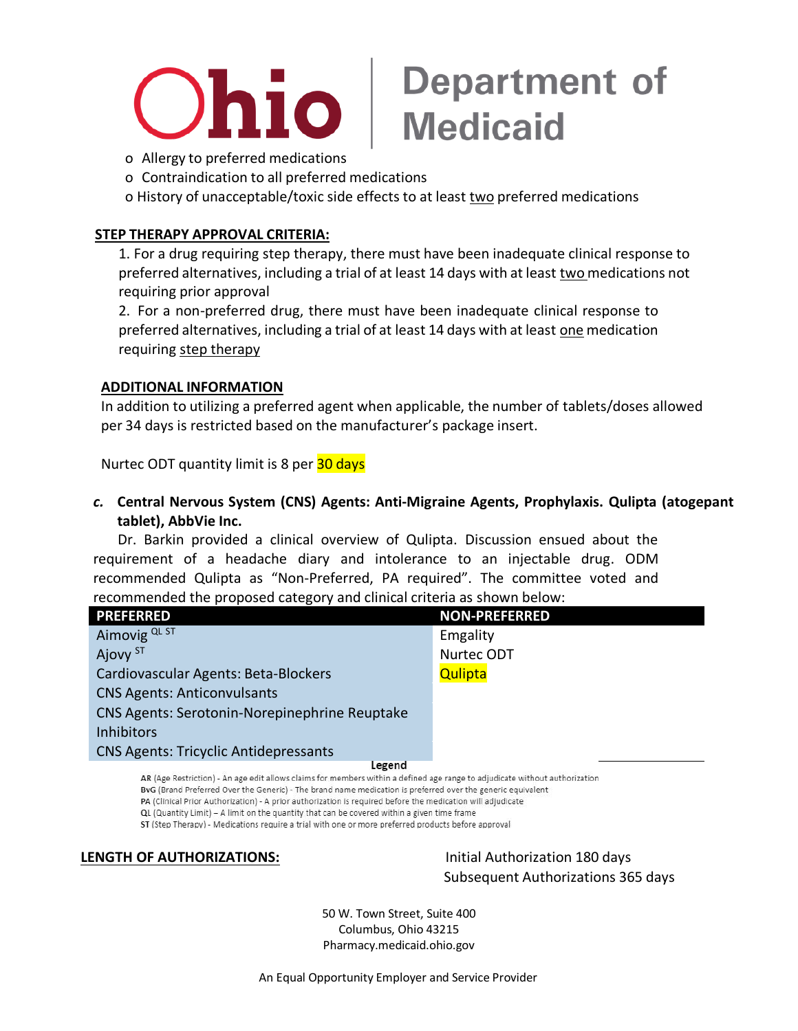- o Allergy to preferred medications
- o Contraindication to all preferred medications
- o History of unacceptable/toxic side effects to at least two preferred medications

**STEP THERAPY APPROVAL CRITERIA:**

1. For a drug requiring step therapy, there must have been inadequate clinical response to preferred alternatives, including a trial of at least 14 days with at least two medications not requiring prior approval
2. For a non-preferred drug, there must have been inadequate clinical response to preferred alternatives, including a trial of at least 14 days with at least one medication requiring step therapy

**ADDITIONAL INFORMATION**

In addition to utilizing a preferred agent when applicable, the number of tablets/doses allowed per 34 days is restricted based on the manufacturer's package insert.

Nurtec ODT quantity limit is 8 per 30 days

***c.* Central Nervous System (CNS) Agents: Anti-Migraine Agents, Prophylaxis. Qulipta (atogepant tablet), AbbVie Inc.**

Dr. Barkin provided a clinical overview of Qulipta. Discussion ensued about the requirement of a headache diary and intolerance to an injectable drug. ODM recommended Qulipta as "Non-Preferred, PA required". The committee voted and recommended the proposed category and clinical criteria as shown below:

| PREFERRED | NON-PREFERRED |
|---|---|
| Aimovig QL ST | Emgality |
| Ajovy ST | Nurtec ODT |
| Cardiovascular Agents: Beta-Blockers | Qulipta |
| CNS Agents: Anticonvulsants | |
| CNS Agents: Serotonin-Norepinephrine Reuptake Inhibitors | |
| CNS Agents: Tricyclic Antidepressants | |

**Legend**

**AR** (Age Restriction) - An age edit allows claims for members within a defined age range to adjudicate without authorization
**BvG** (Brand Preferred Over the Generic) - The brand name medication is preferred over the generic equivalent
**PA** (Clinical Prior Authorization) - A prior authorization is required before the medication will adjudicate
**QL** (Quantity Limit) – A limit on the quantity that can be covered within a given time frame
**ST** (Step Therapy) - Medications require a trial with one or more preferred products before approval

**LENGTH OF AUTHORIZATIONS:** Initial Authorization 180 days
Subsequent Authorizations 365 days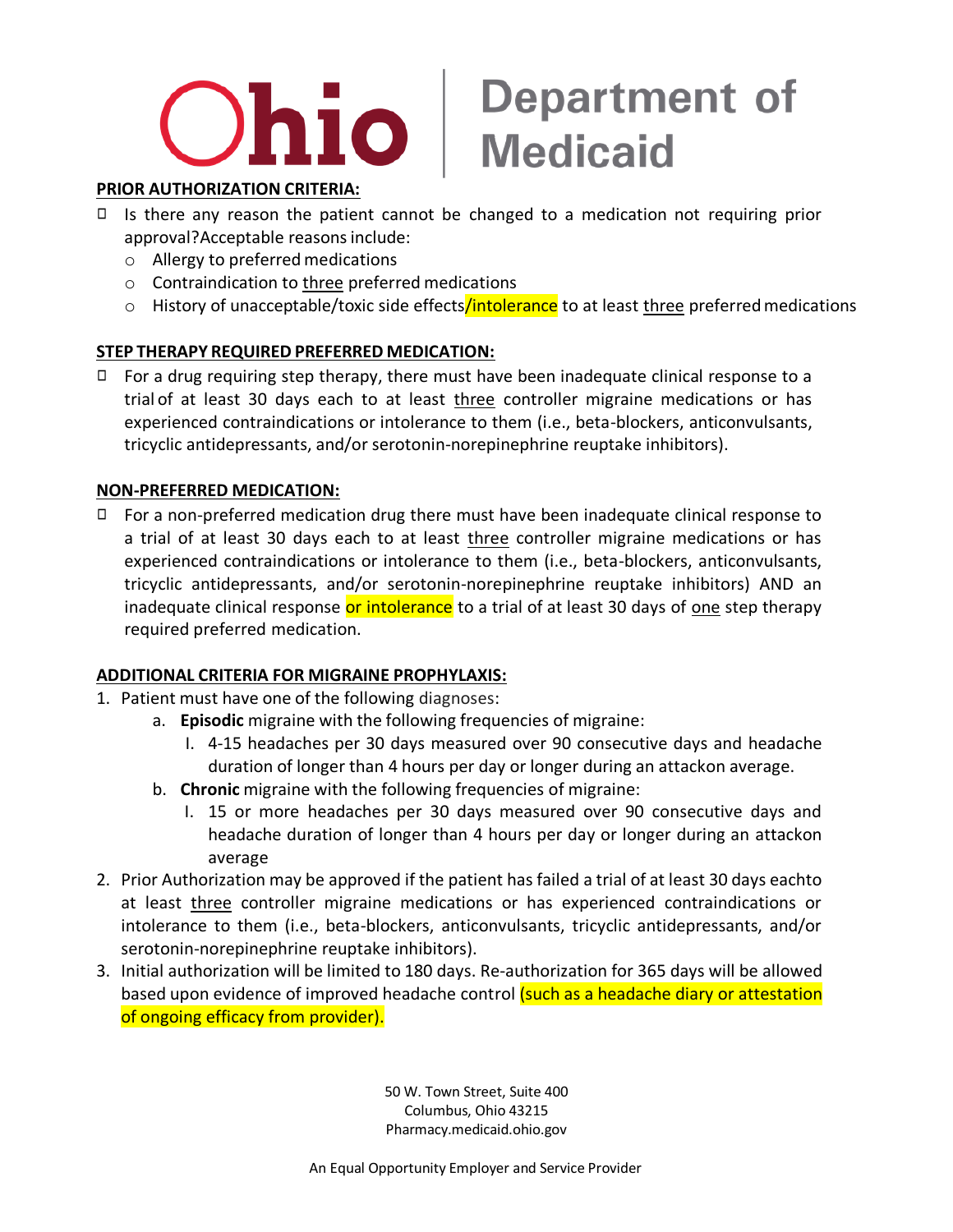**PRIOR AUTHORIZATION CRITERIA:**

- Is there any reason the patient cannot be changed to a medication not requiring prior approval? Acceptable reasons include:
  - Allergy to preferred medications
  - Contraindication to three preferred medications
  - History of unacceptable/toxic side effects/intolerance to at least three preferred medications

**STEP THERAPY REQUIRED PREFERRED MEDICATION:**

- For a drug requiring step therapy, there must have been inadequate clinical response to a trial of at least 30 days each to at least three controller migraine medications or has experienced contraindications or intolerance to them (i.e., beta-blockers, anticonvulsants, tricyclic antidepressants, and/or serotonin-norepinephrine reuptake inhibitors).

**NON-PREFERRED MEDICATION:**

- For a non-preferred medication drug there must have been inadequate clinical response to a trial of at least 30 days each to at least three controller migraine medications or has experienced contraindications or intolerance to them (i.e., beta-blockers, anticonvulsants, tricyclic antidepressants, and/or serotonin-norepinephrine reuptake inhibitors) AND an inadequate clinical response or intolerance to a trial of at least 30 days of one step therapy required preferred medication.

**ADDITIONAL CRITERIA FOR MIGRAINE PROPHYLAXIS:**

1. Patient must have one of the following diagnoses:
   a. **Episodic** migraine with the following frequencies of migraine:
      I. 4-15 headaches per 30 days measured over 90 consecutive days and headache duration of longer than 4 hours per day or longer during an attackon average.
   b. **Chronic** migraine with the following frequencies of migraine:
      I. 15 or more headaches per 30 days measured over 90 consecutive days and headache duration of longer than 4 hours per day or longer during an attackon average
2. Prior Authorization may be approved if the patient has failed a trial of at least 30 days eachto at least three controller migraine medications or has experienced contraindications or intolerance to them (i.e., beta-blockers, anticonvulsants, tricyclic antidepressants, and/or serotonin-norepinephrine reuptake inhibitors).
3. Initial authorization will be limited to 180 days. Re-authorization for 365 days will be allowed based upon evidence of improved headache control (such as a headache diary or attestation of ongoing efficacy from provider).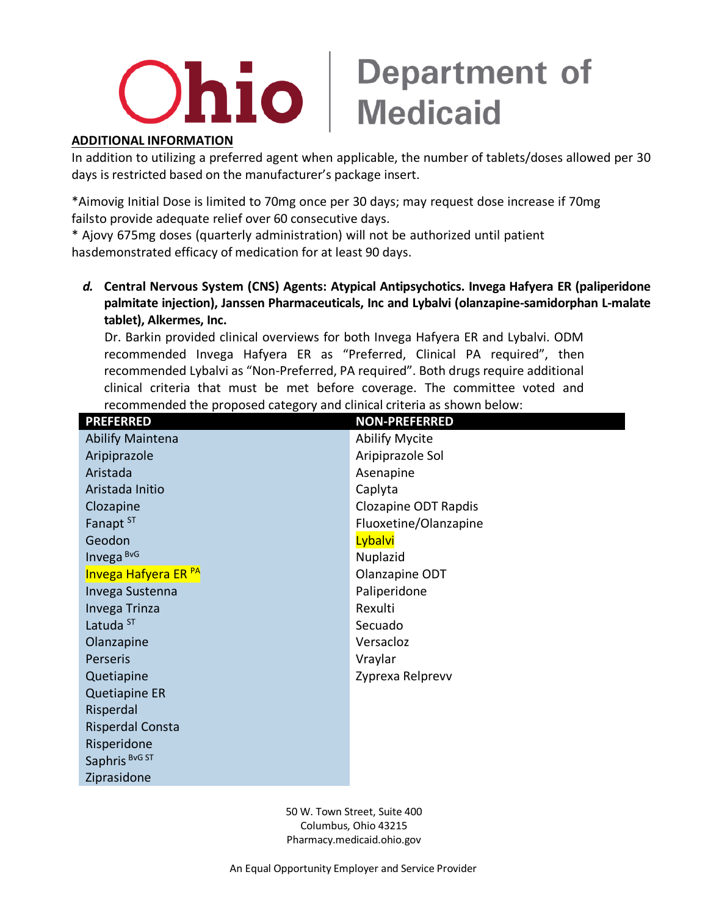**ADDITIONAL INFORMATION**

In addition to utilizing a preferred agent when applicable, the number of tablets/doses allowed per 30 days is restricted based on the manufacturer's package insert.

*Aimovig Initial Dose is limited to 70mg once per 30 days; may request dose increase if 70mg failsto provide adequate relief over 60 consecutive days.

* Ajovy 675mg doses (quarterly administration) will not be authorized until patient hasdemonstrated efficacy of medication for at least 90 days.

*d.* **Central Nervous System (CNS) Agents: Atypical Antipsychotics. Invega Hafyera ER (paliperidone palmitate injection), Janssen Pharmaceuticals, Inc and Lybalvi (olanzapine-samidorphan L-malate tablet), Alkermes, Inc.**

Dr. Barkin provided clinical overviews for both Invega Hafyera ER and Lybalvi. ODM recommended Invega Hafyera ER as "Preferred, Clinical PA required", then recommended Lybalvi as "Non-Preferred, PA required". Both drugs require additional clinical criteria that must be met before coverage. The committee voted and recommended the proposed category and clinical criteria as shown below:

| PREFERRED | NON-PREFERRED |
|---|---|
| Abilify Maintena | Abilify Mycite |
| Aripiprazole | Aripiprazole Sol |
| Aristada | Asenapine |
| Aristada Initio | Caplyta |
| Clozapine | Clozapine ODT Rapdis |
| Fanapt [ST] | Fluoxetine/Olanzapine |
| Geodon | Lybalvi |
| Invega [BvG] | Nuplazid |
| Invega Hafyera ER [PA] | Olanzapine ODT |
| Invega Sustenna | Paliperidone |
| Invega Trinza | Rexulti |
| Latuda [ST] | Secuado |
| Olanzapine | Versacloz |
| Perseris | Vraylar |
| Quetiapine | Zyprexa Relprevv |
| Quetiapine ER | |
| Risperdal | |
| Risperdal Consta | |
| Risperidone | |
| Saphris [BvG ST] | |
| Ziprasidone | |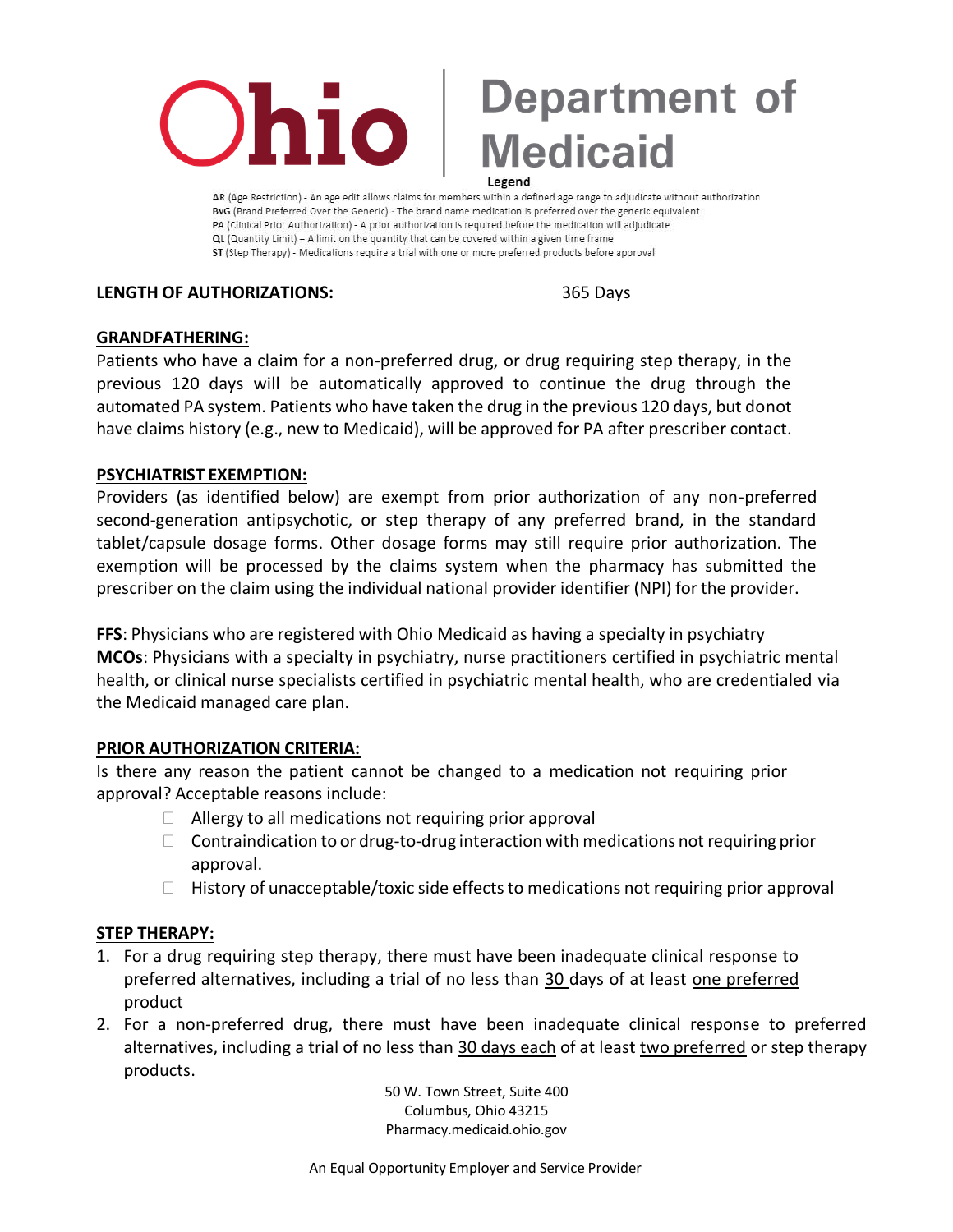**Legend**

**AR** (Age Restriction) - An age edit allows claims for members within a defined age range to adjudicate without authorization
**BvG** (Brand Preferred Over the Generic) - The brand name medication is preferred over the generic equivalent
**PA** (Clinical Prior Authorization) - A prior authorization is required before the medication will adjudicate
**QL** (Quantity Limit) – A limit on the quantity that can be covered within a given time frame
**ST** (Step Therapy) - Medications require a trial with one or more preferred products before approval

**LENGTH OF AUTHORIZATIONS:** 365 Days

**GRANDFATHERING:**
Patients who have a claim for a non-preferred drug, or drug requiring step therapy, in the previous 120 days will be automatically approved to continue the drug through the automated PA system. Patients who have taken the drug in the previous 120 days, but donot have claims history (e.g., new to Medicaid), will be approved for PA after prescriber contact.

**PSYCHIATRIST EXEMPTION:**
Providers (as identified below) are exempt from prior authorization of any non-preferred second-generation antipsychotic, or step therapy of any preferred brand, in the standard tablet/capsule dosage forms. Other dosage forms may still require prior authorization. The exemption will be processed by the claims system when the pharmacy has submitted the prescriber on the claim using the individual national provider identifier (NPI) for the provider.

**FFS**: Physicians who are registered with Ohio Medicaid as having a specialty in psychiatry
**MCOs**: Physicians with a specialty in psychiatry, nurse practitioners certified in psychiatric mental health, or clinical nurse specialists certified in psychiatric mental health, who are credentialed via the Medicaid managed care plan.

**PRIOR AUTHORIZATION CRITERIA:**
Is there any reason the patient cannot be changed to a medication not requiring prior approval? Acceptable reasons include:

- Allergy to all medications not requiring prior approval
- Contraindication to or drug-to-drug interaction with medications not requiring prior approval.
- History of unacceptable/toxic side effects to medications not requiring prior approval

**STEP THERAPY:**

1. For a drug requiring step therapy, there must have been inadequate clinical response to preferred alternatives, including a trial of no less than 30 days of at least one preferred product
2. For a non-preferred drug, there must have been inadequate clinical response to preferred alternatives, including a trial of no less than 30 days each of at least two preferred or step therapy products.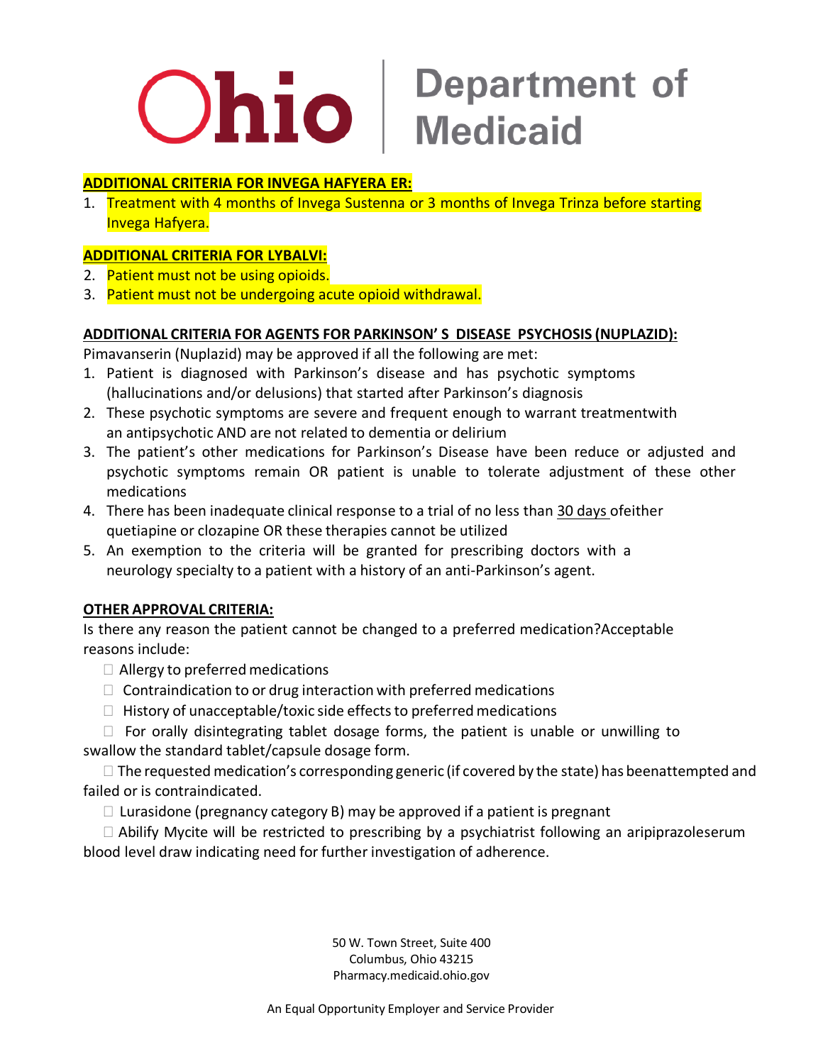**ADDITIONAL CRITERIA FOR INVEGA HAFYERA ER:**

1. Treatment with 4 months of Invega Sustenna or 3 months of Invega Trinza before starting Invega Hafyera.

**ADDITIONAL CRITERIA FOR LYBALVI:**

2. Patient must not be using opioids.
3. Patient must not be undergoing acute opioid withdrawal.

**ADDITIONAL CRITERIA FOR AGENTS FOR PARKINSON' S DISEASE PSYCHOSIS (NUPLAZID):**

Pimavanserin (Nuplazid) may be approved if all the following are met:

1. Patient is diagnosed with Parkinson's disease and has psychotic symptoms (hallucinations and/or delusions) that started after Parkinson's diagnosis
2. These psychotic symptoms are severe and frequent enough to warrant treatmentwith an antipsychotic AND are not related to dementia or delirium
3. The patient's other medications for Parkinson's Disease have been reduce or adjusted and psychotic symptoms remain OR patient is unable to tolerate adjustment of these other medications
4. There has been inadequate clinical response to a trial of no less than 30 days ofeither quetiapine or clozapine OR these therapies cannot be utilized
5. An exemption to the criteria will be granted for prescribing doctors with a neurology specialty to a patient with a history of an anti-Parkinson's agent.

**OTHER APPROVAL CRITERIA:**

Is there any reason the patient cannot be changed to a preferred medication?Acceptable reasons include:

- Allergy to preferred medications
- Contraindication to or drug interaction with preferred medications
- History of unacceptable/toxic side effects to preferred medications
- For orally disintegrating tablet dosage forms, the patient is unable or unwilling to swallow the standard tablet/capsule dosage form.
- The requested medication's corresponding generic (if covered by the state) has beenattempted and failed or is contraindicated.
- Lurasidone (pregnancy category B) may be approved if a patient is pregnant
- Abilify Mycite will be restricted to prescribing by a psychiatrist following an aripiprazoleserum blood level draw indicating need for further investigation of adherence.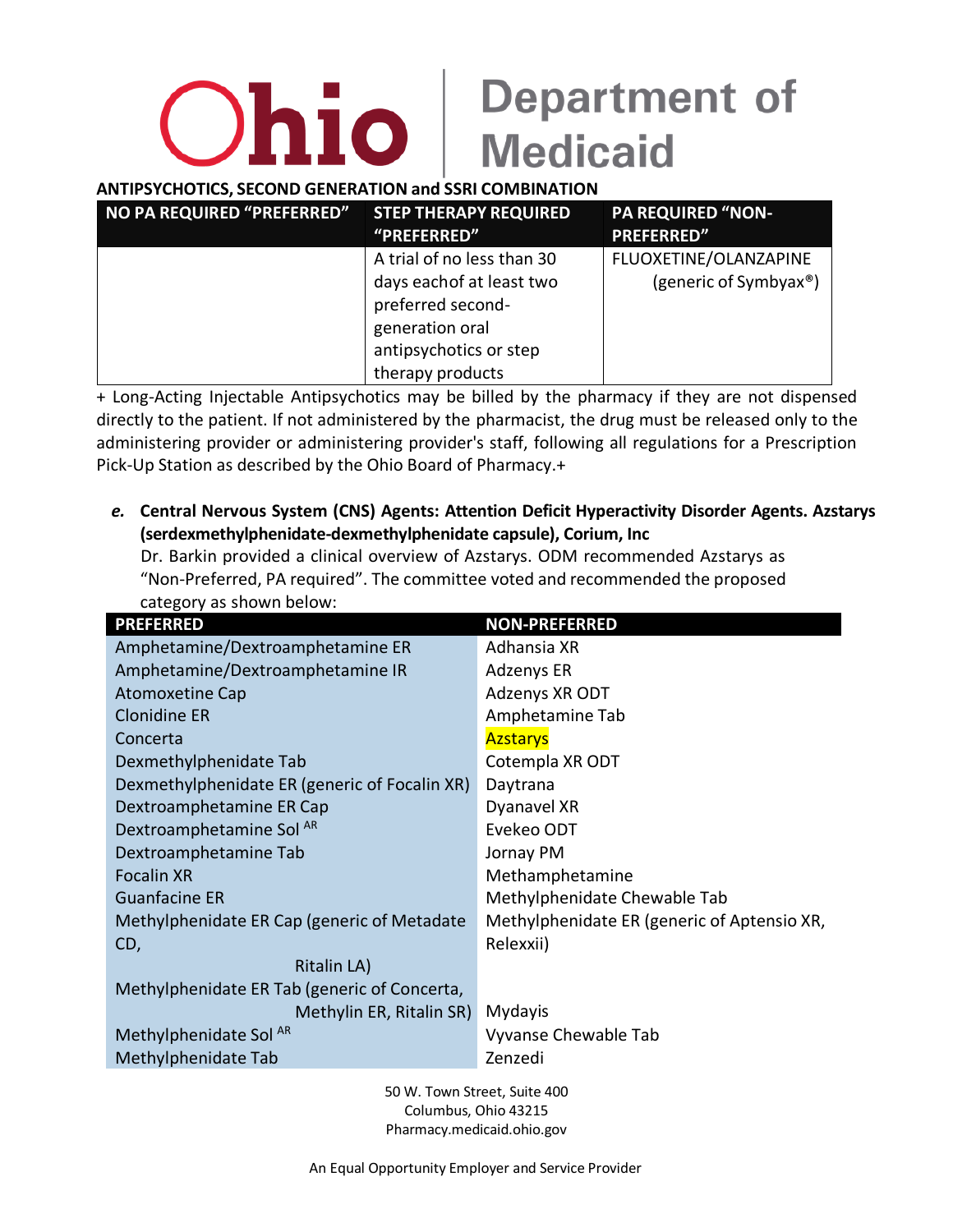**ANTIPSYCHOTICS, SECOND GENERATION and SSRI COMBINATION**

| NO PA REQUIRED "PREFERRED" | STEP THERAPY REQUIRED "PREFERRED" | PA REQUIRED "NON-PREFERRED" |
|---|---|---|
| | A trial of no less than 30 days eachof at least two preferred second-generation oral antipsychotics or step therapy products | FLUOXETINE/OLANZAPINE (generic of Symbyax®) |

+ Long-Acting Injectable Antipsychotics may be billed by the pharmacy if they are not dispensed directly to the patient. If not administered by the pharmacist, the drug must be released only to the administering provider or administering provider's staff, following all regulations for a Prescription Pick-Up Station as described by the Ohio Board of Pharmacy.+

*e.* **Central Nervous System (CNS) Agents: Attention Deficit Hyperactivity Disorder Agents. Azstarys (serdexmethylphenidate-dexmethylphenidate capsule), Corium, Inc**

Dr. Barkin provided a clinical overview of Azstarys. ODM recommended Azstarys as "Non-Preferred, PA required". The committee voted and recommended the proposed category as shown below:

| PREFERRED | NON-PREFERRED |
|---|---|
| Amphetamine/Dextroamphetamine ER | Adhansia XR |
| Amphetamine/Dextroamphetamine IR | Adzenys ER |
| Atomoxetine Cap | Adzenys XR ODT |
| Clonidine ER | Amphetamine Tab |
| Concerta | Azstarys |
| Dexmethylphenidate Tab | Cotempla XR ODT |
| Dexmethylphenidate ER (generic of Focalin XR) | Daytrana |
| Dextroamphetamine ER Cap | Dyanavel XR |
| Dextroamphetamine Sol [AR] | Evekeo ODT |
| Dextroamphetamine Tab | Jornay PM |
| Focalin XR | Methamphetamine |
| Guanfacine ER | Methylphenidate Chewable Tab |
| Methylphenidate ER Cap (generic of Metadate CD, Ritalin LA) | Methylphenidate ER (generic of Aptensio XR, Relexxii) |
| Methylphenidate ER Tab (generic of Concerta, Methylin ER, Ritalin SR) | Mydayis |
| Methylphenidate Sol [AR] | Vyvanse Chewable Tab |
| Methylphenidate Tab | Zenzedi |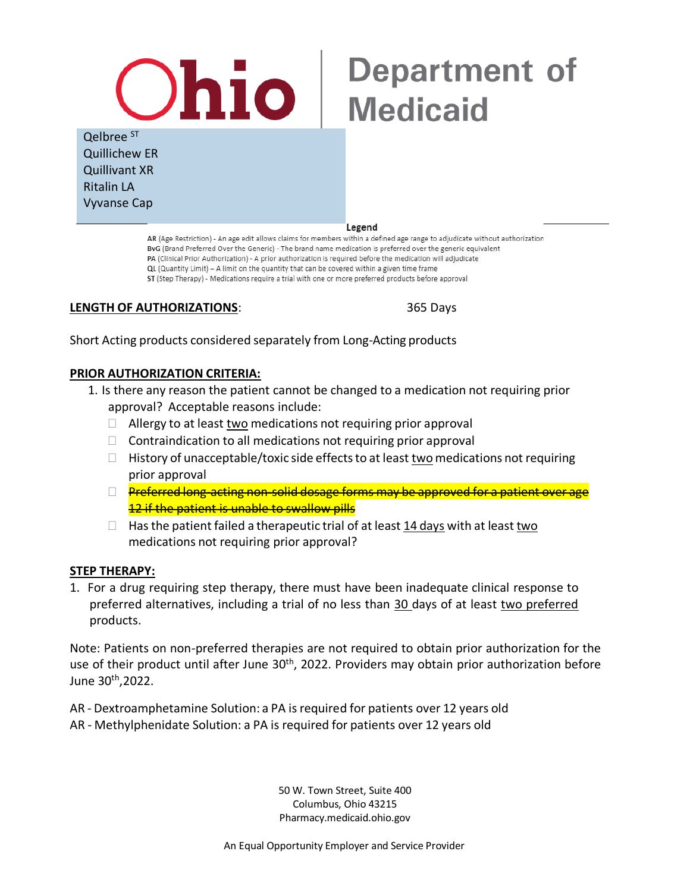Qelbree ST
Quillichew ER
Quillivant XR
Ritalin LA
Vyvanse Cap

**Legend**

**AR** (Age Restriction) - An age edit allows claims for members within a defined age range to adjudicate without authorization
**BvG** (Brand Preferred Over the Generic) - The brand name medication is preferred over the generic equivalent
**PA** (Clinical Prior Authorization) - A prior authorization is required before the medication will adjudicate
**QL** (Quantity Limit) – A limit on the quantity that can be covered within a given time frame
**ST** (Step Therapy) - Medications require a trial with one or more preferred products before approval

**LENGTH OF AUTHORIZATIONS**: 365 Days

Short Acting products considered separately from Long-Acting products

**PRIOR AUTHORIZATION CRITERIA:**

1. Is there any reason the patient cannot be changed to a medication not requiring prior approval? Acceptable reasons include:
   - ☐ Allergy to at least two medications not requiring prior approval
   - ☐ Contraindication to all medications not requiring prior approval
   - ☐ History of unacceptable/toxic side effects to at least two medications not requiring prior approval
   - ☐ ~~Preferred long-acting non-solid dosage forms may be approved for a patient over age 12 if the patient is unable to swallow pills~~
   - ☐ Has the patient failed a therapeutic trial of at least 14 days with at least two medications not requiring prior approval?

**STEP THERAPY:**

1. For a drug requiring step therapy, there must have been inadequate clinical response to preferred alternatives, including a trial of no less than 30 days of at least two preferred products.

Note: Patients on non-preferred therapies are not required to obtain prior authorization for the use of their product until after June 30th, 2022. Providers may obtain prior authorization before June 30th, 2022.

AR - Dextroamphetamine Solution: a PA is required for patients over 12 years old
AR - Methylphenidate Solution: a PA is required for patients over 12 years old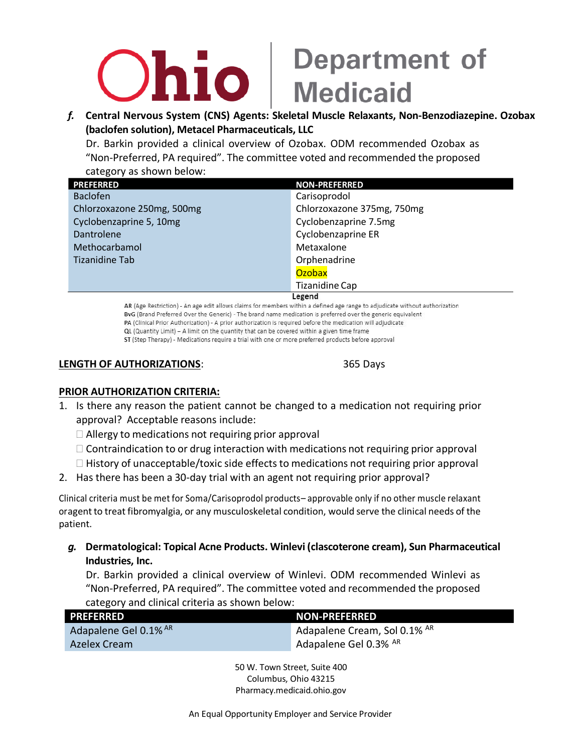*f.* **Central Nervous System (CNS) Agents: Skeletal Muscle Relaxants, Non-Benzodiazepine. Ozobax (baclofen solution), Metacel Pharmaceuticals, LLC**

Dr. Barkin provided a clinical overview of Ozobax. ODM recommended Ozobax as "Non-Preferred, PA required". The committee voted and recommended the proposed category as shown below:

| PREFERRED | NON-PREFERRED |
|---|---|
| Baclofen | Carisoprodol |
| Chlorzoxazone 250mg, 500mg | Chlorzoxazone 375mg, 750mg |
| Cyclobenzaprine 5, 10mg | Cyclobenzaprine 7.5mg |
| Dantrolene | Cyclobenzaprine ER |
| Methocarbamol | Metaxalone |
| Tizanidine Tab | Orphenadrine |
| | Ozobax |
| | Tizanidine Cap |

**Legend**

**AR** (Age Restriction) - An age edit allows claims for members within a defined age range to adjudicate without authorization
**BvG** (Brand Preferred Over the Generic) - The brand name medication is preferred over the generic equivalent
**PA** (Clinical Prior Authorization) - A prior authorization is required before the medication will adjudicate
**QL** (Quantity Limit) – A limit on the quantity that can be covered within a given time frame
**ST** (Step Therapy) - Medications require a trial with one or more preferred products before approval

**LENGTH OF AUTHORIZATIONS**: 365 Days

**PRIOR AUTHORIZATION CRITERIA:**

1. Is there any reason the patient cannot be changed to a medication not requiring prior approval? Acceptable reasons include:
   - ☐ Allergy to medications not requiring prior approval
   - ☐ Contraindication to or drug interaction with medications not requiring prior approval
   - ☐ History of unacceptable/toxic side effects to medications not requiring prior approval
2. Has there has been a 30-day trial with an agent not requiring prior approval?

Clinical criteria must be met for Soma/Carisoprodol products– approvable only if no other muscle relaxant oragent to treat fibromyalgia, or any musculoskeletal condition, would serve the clinical needs of the patient.

*g.* **Dermatological: Topical Acne Products. Winlevi (clascoterone cream), Sun Pharmaceutical Industries, Inc.**

Dr. Barkin provided a clinical overview of Winlevi. ODM recommended Winlevi as "Non-Preferred, PA required". The committee voted and recommended the proposed category and clinical criteria as shown below:

| PREFERRED | NON-PREFERRED |
|---|---|
| Adapalene Gel 0.1% AR | Adapalene Cream, Sol 0.1% AR |
| Azelex Cream | Adapalene Gel 0.3% AR |

50 W. Town Street, Suite 400
Columbus, Ohio 43215
Pharmacy.medicaid.ohio.gov

An Equal Opportunity Employer and Service Provider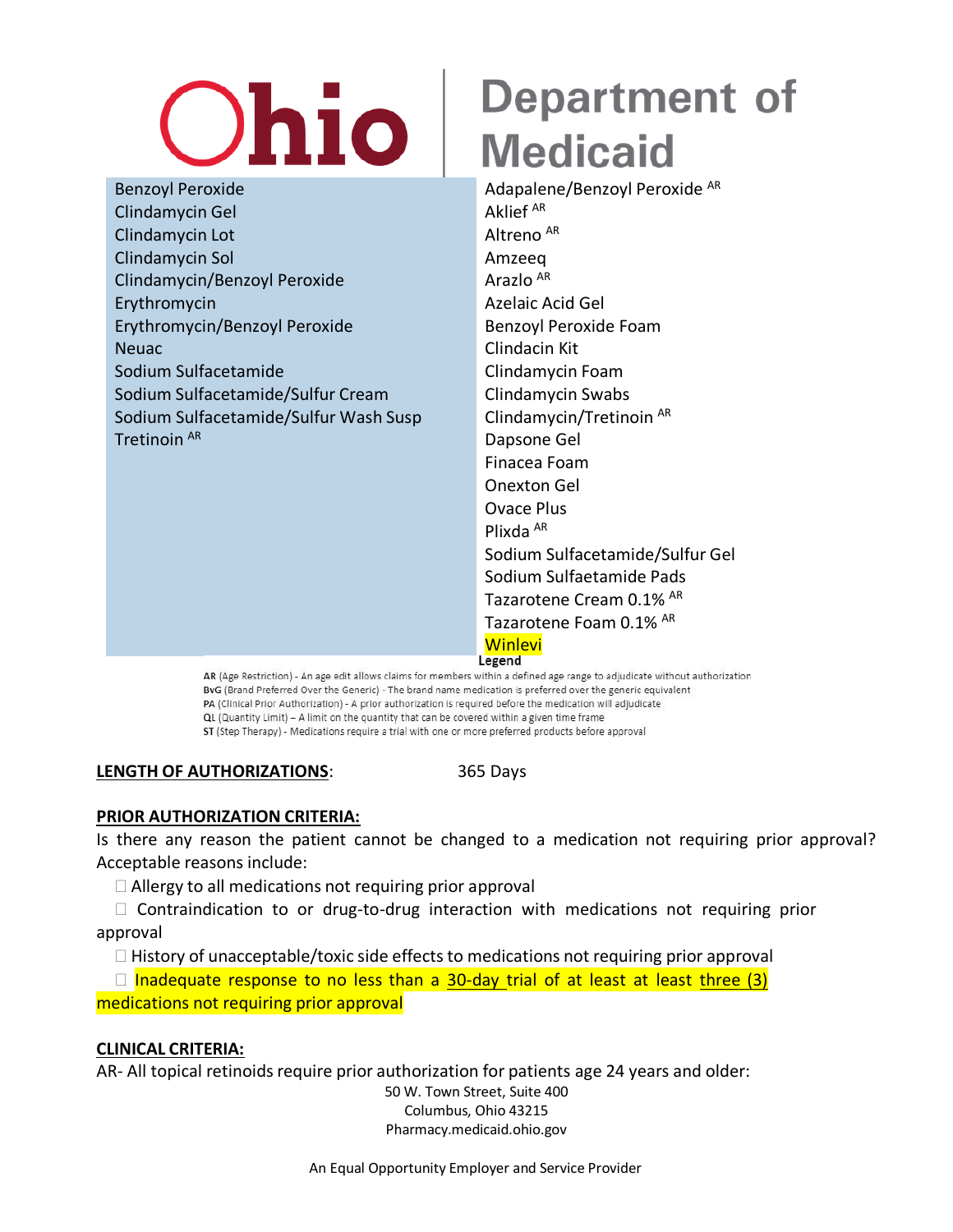| | |
|---|---|
| Benzoyl Peroxide | Adapalene/Benzoyl Peroxide AR |
| Clindamycin Gel | Aklief AR |
| Clindamycin Lot | Altreno AR |
| Clindamycin Sol | Amzeeq |
| Clindamycin/Benzoyl Peroxide | Arazlo AR |
| Erythromycin | Azelaic Acid Gel |
| Erythromycin/Benzoyl Peroxide | Benzoyl Peroxide Foam |
| Neuac | Clindacin Kit |
| Sodium Sulfacetamide | Clindamycin Foam |
| Sodium Sulfacetamide/Sulfur Cream | Clindamycin Swabs |
| Sodium Sulfacetamide/Sulfur Wash Susp | Clindamycin/Tretinoin AR |
| Tretinoin AR | Dapsone Gel |
| | Finacea Foam |
| | Onexton Gel |
| | Ovace Plus |
| | Plixda AR |
| | Sodium Sulfacetamide/Sulfur Gel |
| | Sodium Sulfaetamide Pads |
| | Tazarotene Cream 0.1% AR |
| | Tazarotene Foam 0.1% AR |
| | Winlevi |

**Legend**

AR (Age Restriction) - An age edit allows claims for members within a defined age range to adjudicate without authorization
BvG (Brand Preferred Over the Generic) - The brand name medication is preferred over the generic equivalent
PA (Clinical Prior Authorization) - A prior authorization is required before the medication will adjudicate
QL (Quantity Limit) – A limit on the quantity that can be covered within a given time frame
ST (Step Therapy) - Medications require a trial with one or more preferred products before approval

**LENGTH OF AUTHORIZATIONS**: 365 Days

**PRIOR AUTHORIZATION CRITERIA:**

Is there any reason the patient cannot be changed to a medication not requiring prior approval? Acceptable reasons include:

- ☐ Allergy to all medications not requiring prior approval
- ☐ Contraindication to or drug-to-drug interaction with medications not requiring prior approval
- ☐ History of unacceptable/toxic side effects to medications not requiring prior approval
- ☐ Inadequate response to no less than a 30-day trial of at least at least three (3) medications not requiring prior approval

**CLINICAL CRITERIA:**

AR- All topical retinoids require prior authorization for patients age 24 years and older: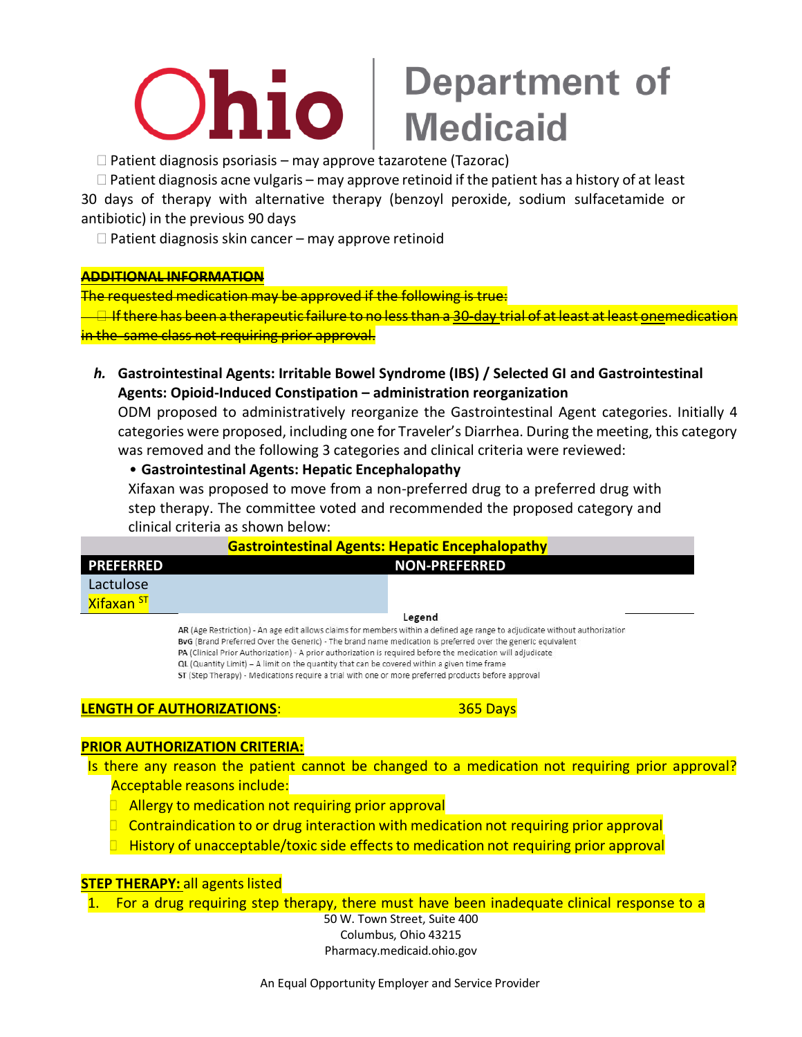- Patient diagnosis psoriasis – may approve tazarotene (Tazorac)
- Patient diagnosis acne vulgaris – may approve retinoid if the patient has a history of at least 30 days of therapy with alternative therapy (benzoyl peroxide, sodium sulfacetamide or antibiotic) in the previous 90 days
- Patient diagnosis skin cancer – may approve retinoid

~~**ADDITIONAL INFORMATION**~~

~~The requested medication may be approved if the following is true:~~

- ~~If there has been a therapeutic failure to no less than a 30-day trial of at least at least onemedication in the same class not requiring prior approval.~~

***h.*** **Gastrointestinal Agents: Irritable Bowel Syndrome (IBS) / Selected GI and Gastrointestinal Agents: Opioid-Induced Constipation – administration reorganization**

ODM proposed to administratively reorganize the Gastrointestinal Agent categories. Initially 4 categories were proposed, including one for Traveler's Diarrhea. During the meeting, this category was removed and the following 3 categories and clinical criteria were reviewed:

- **Gastrointestinal Agents: Hepatic Encephalopathy**

Xifaxan was proposed to move from a non-preferred drug to a preferred drug with step therapy. The committee voted and recommended the proposed category and clinical criteria as shown below:

| Gastrointestinal Agents: Hepatic Encephalopathy | |
|---|---|
| **PREFERRED** | **NON-PREFERRED** |
| Lactulose | |
| Xifaxan ST | |

**Legend**

**AR** (Age Restriction) - An age edit allows claims for members within a defined age range to adjudicate without authorization
**BvG** (Brand Preferred Over the Generic) - The brand name medication is preferred over the generic equivalent
**PA** (Clinical Prior Authorization) - A prior authorization is required before the medication will adjudicate
**QL** (Quantity Limit) – A limit on the quantity that can be covered within a given time frame
**ST** (Step Therapy) - Medications require a trial with one or more preferred products before approval

**LENGTH OF AUTHORIZATIONS**: 365 Days

**PRIOR AUTHORIZATION CRITERIA:**

Is there any reason the patient cannot be changed to a medication not requiring prior approval? Acceptable reasons include:

- Allergy to medication not requiring prior approval
- Contraindication to or drug interaction with medication not requiring prior approval
- History of unacceptable/toxic side effects to medication not requiring prior approval

**STEP THERAPY:** all agents listed

1. For a drug requiring step therapy, there must have been inadequate clinical response to a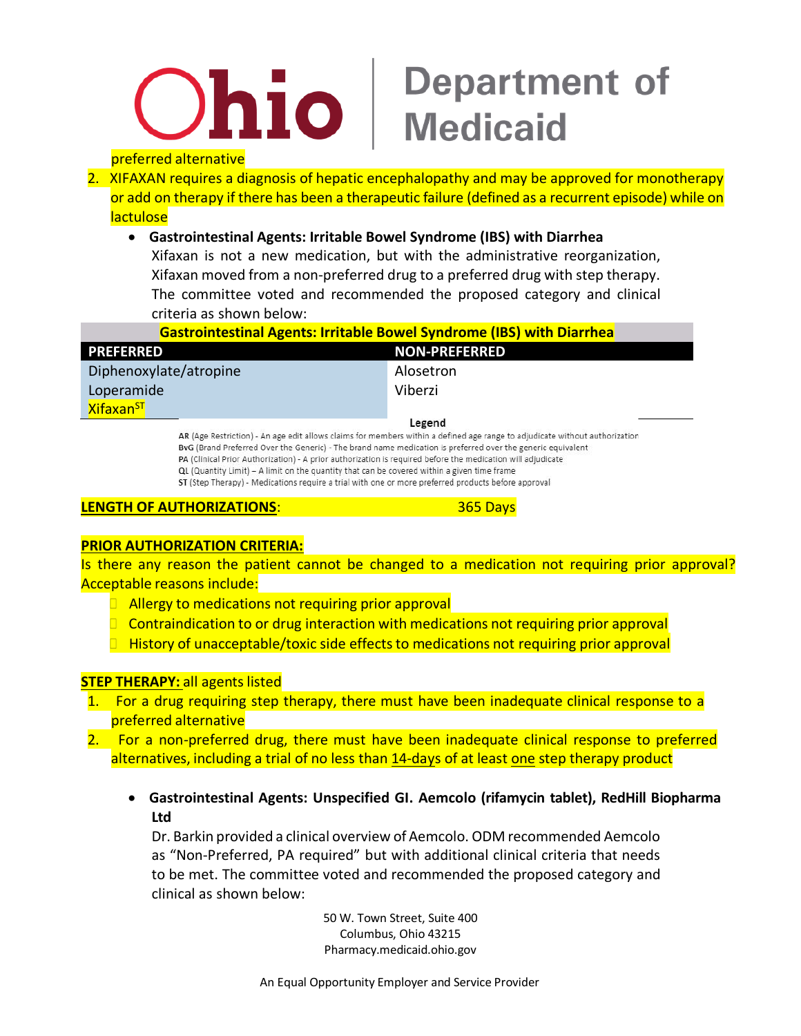preferred alternative

2. XIFAXAN requires a diagnosis of hepatic encephalopathy and may be approved for monotherapy or add on therapy if there has been a therapeutic failure (defined as a recurrent episode) while on lactulose

- **Gastrointestinal Agents: Irritable Bowel Syndrome (IBS) with Diarrhea**
  Xifaxan is not a new medication, but with the administrative reorganization, Xifaxan moved from a non-preferred drug to a preferred drug with step therapy. The committee voted and recommended the proposed category and clinical criteria as shown below:

| Gastrointestinal Agents: Irritable Bowel Syndrome (IBS) with Diarrhea | |
|---|---|
| **PREFERRED** | **NON-PREFERRED** |
| Diphenoxylate/atropine | Alosetron |
| Loperamide | Viberzi |
| Xifaxan[ST] | |

**Legend**

**AR** (Age Restriction) - An age edit allows claims for members within a defined age range to adjudicate without authorization
**BvG** (Brand Preferred Over the Generic) - The brand name medication is preferred over the generic equivalent
**PA** (Clinical Prior Authorization) - A prior authorization is required before the medication will adjudicate
**QL** (Quantity Limit) – A limit on the quantity that can be covered within a given time frame
**ST** (Step Therapy) - Medications require a trial with one or more preferred products before approval

**LENGTH OF AUTHORIZATIONS**: 365 Days

**PRIOR AUTHORIZATION CRITERIA:**
Is there any reason the patient cannot be changed to a medication not requiring prior approval? Acceptable reasons include:

- Allergy to medications not requiring prior approval
- Contraindication to or drug interaction with medications not requiring prior approval
- History of unacceptable/toxic side effects to medications not requiring prior approval

**STEP THERAPY:** all agents listed

1. For a drug requiring step therapy, there must have been inadequate clinical response to a preferred alternative
2. For a non-preferred drug, there must have been inadequate clinical response to preferred alternatives, including a trial of no less than 14-days of at least one step therapy product

- **Gastrointestinal Agents: Unspecified GI. Aemcolo (rifamycin tablet), RedHill Biopharma Ltd**
  Dr. Barkin provided a clinical overview of Aemcolo. ODM recommended Aemcolo as "Non-Preferred, PA required" but with additional clinical criteria that needs to be met. The committee voted and recommended the proposed category and clinical as shown below: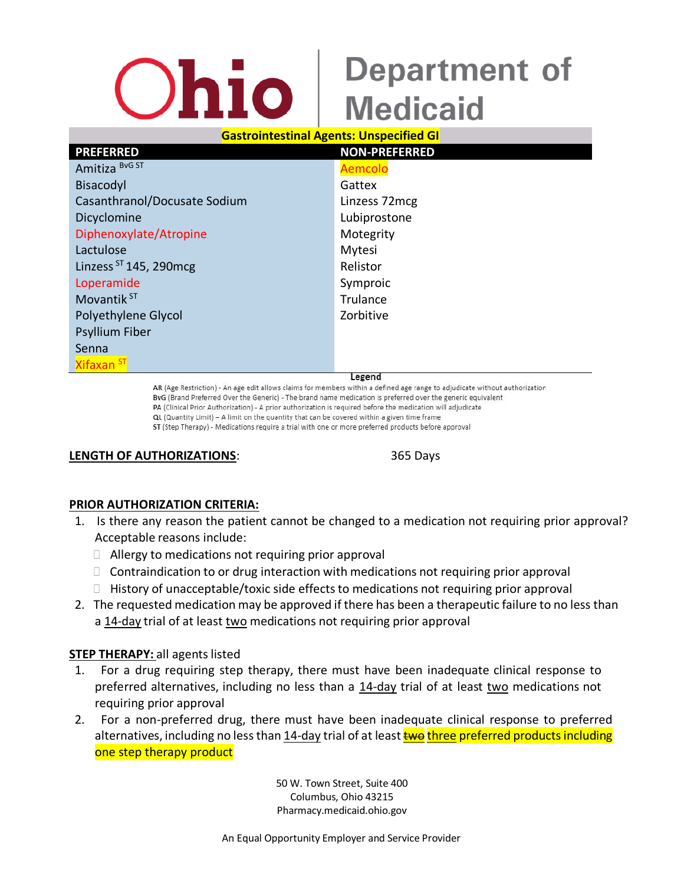# Ohio Department of Medicaid

## Gastrointestinal Agents: Unspecified GI

| PREFERRED | NON-PREFERRED |
|---|---|
| Amitiza [BvG ST] | Aemcolo |
| Bisacodyl | Gattex |
| Casanthranol/Docusate Sodium | Linzess 72mcg |
| Dicyclomine | Lubiprostone |
| Diphenoxylate/Atropine | Motegrity |
| Lactulose | Mytesi |
| Linzess [ST] 145, 290mcg | Relistor |
| Loperamide | Symproic |
| Movantik [ST] | Trulance |
| Polyethylene Glycol | Zorbitive |
| Psyllium Fiber | |
| Senna | |
| Xifaxan [ST] | |

**Legend**

**AR** (Age Restriction) - An age edit allows claims for members within a defined age range to adjudicate without authorization
**BvG** (Brand Preferred Over the Generic) - The brand name medication is preferred over the generic equivalent
**PA** (Clinical Prior Authorization) - A prior authorization is required before the medication will adjudicate
**QL** (Quantity Limit) – A limit on the quantity that can be covered within a given time frame
**ST** (Step Therapy) - Medications require a trial with one or more preferred products before approval

**LENGTH OF AUTHORIZATIONS**: 365 Days

**PRIOR AUTHORIZATION CRITERIA:**

1. Is there any reason the patient cannot be changed to a medication not requiring prior approval? Acceptable reasons include:
   - Allergy to medications not requiring prior approval
   - Contraindication to or drug interaction with medications not requiring prior approval
   - History of unacceptable/toxic side effects to medications not requiring prior approval
2. The requested medication may be approved if there has been a therapeutic failure to no less than a 14-day trial of at least two medications not requiring prior approval

**STEP THERAPY:** all agents listed

1. For a drug requiring step therapy, there must have been inadequate clinical response to preferred alternatives, including no less than a 14-day trial of at least two medications not requiring prior approval
2. For a non-preferred drug, there must have been inadequate clinical response to preferred alternatives, including no less than 14-day trial of at least ~~two~~ three preferred products including one step therapy product

50 W. Town Street, Suite 400
Columbus, Ohio 43215
Pharmacy.medicaid.ohio.gov

An Equal Opportunity Employer and Service Provider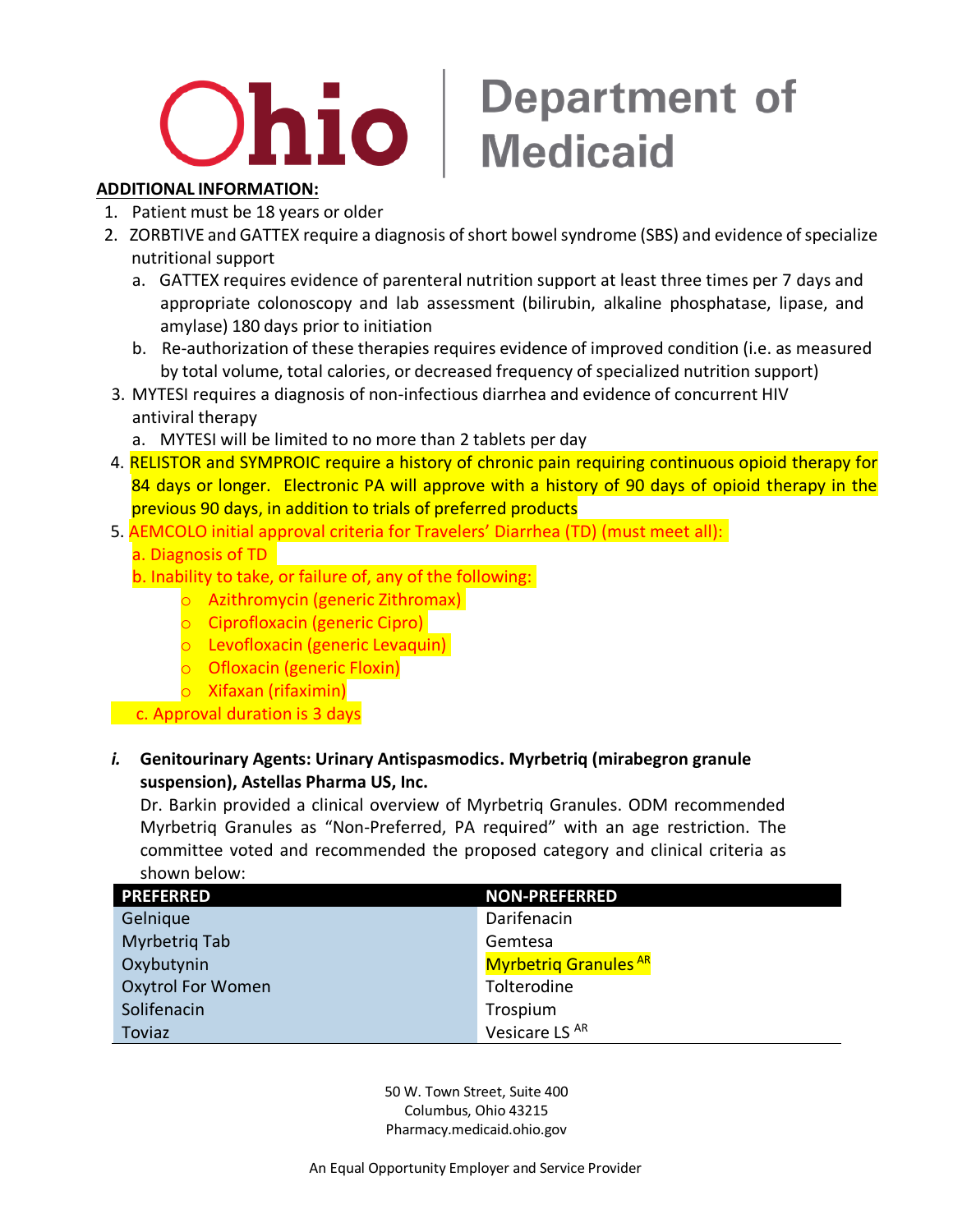**ADDITIONAL INFORMATION:**

1. Patient must be 18 years or older
2. ZORBTIVE and GATTEX require a diagnosis of short bowel syndrome (SBS) and evidence of specialize nutritional support
   a. GATTEX requires evidence of parenteral nutrition support at least three times per 7 days and appropriate colonoscopy and lab assessment (bilirubin, alkaline phosphatase, lipase, and amylase) 180 days prior to initiation
   b. Re-authorization of these therapies requires evidence of improved condition (i.e. as measured by total volume, total calories, or decreased frequency of specialized nutrition support)
3. MYTESI requires a diagnosis of non-infectious diarrhea and evidence of concurrent HIV antiviral therapy
   a. MYTESI will be limited to no more than 2 tablets per day
4. RELISTOR and SYMPROIC require a history of chronic pain requiring continuous opioid therapy for 84 days or longer. Electronic PA will approve with a history of 90 days of opioid therapy in the previous 90 days, in addition to trials of preferred products
5. AEMCOLO initial approval criteria for Travelers' Diarrhea (TD) (must meet all):
   a. Diagnosis of TD
   b. Inability to take, or failure of, any of the following:
      - Azithromycin (generic Zithromax)
      - Ciprofloxacin (generic Cipro)
      - Levofloxacin (generic Levaquin)
      - Ofloxacin (generic Floxin)
      - Xifaxan (rifaximin)
   c. Approval duration is 3 days

*i.* **Genitourinary Agents: Urinary Antispasmodics. Myrbetriq (mirabegron granule suspension), Astellas Pharma US, Inc.**

Dr. Barkin provided a clinical overview of Myrbetriq Granules. ODM recommended Myrbetriq Granules as "Non-Preferred, PA required" with an age restriction. The committee voted and recommended the proposed category and clinical criteria as shown below:

| PREFERRED | NON-PREFERRED |
|---|---|
| Gelnique | Darifenacin |
| Myrbetriq Tab | Gemtesa |
| Oxybutynin | Myrbetriq Granules [AR] |
| Oxytrol For Women | Tolterodine |
| Solifenacin | Trospium |
| Toviaz | Vesicare LS [AR] |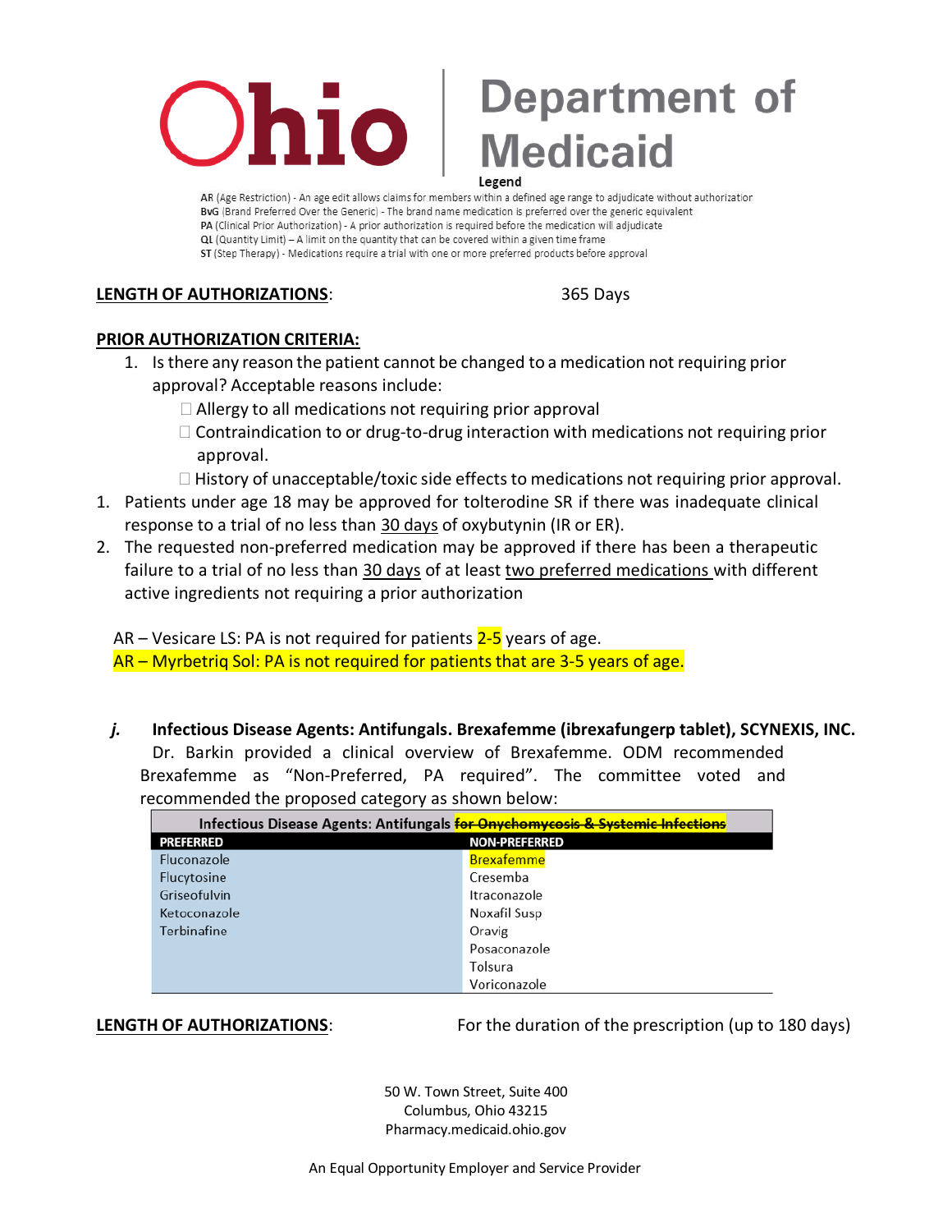Ohio | Department of Medicaid

**Legend**

AR (Age Restriction) - An age edit allows claims for members within a defined age range to adjudicate without authorization
BvG (Brand Preferred Over the Generic) - The brand name medication is preferred over the generic equivalent
PA (Clinical Prior Authorization) - A prior authorization is required before the medication will adjudicate
QL (Quantity Limit) – A limit on the quantity that can be covered within a given time frame
ST (Step Therapy) - Medications require a trial with one or more preferred products before approval

**LENGTH OF AUTHORIZATIONS**: 365 Days

**PRIOR AUTHORIZATION CRITERIA:**

1. Is there any reason the patient cannot be changed to a medication not requiring prior approval? Acceptable reasons include:
   - Allergy to all medications not requiring prior approval
   - Contraindication to or drug-to-drug interaction with medications not requiring prior approval.
   - History of unacceptable/toxic side effects to medications not requiring prior approval.

1. Patients under age 18 may be approved for tolterodine SR if there was inadequate clinical response to a trial of no less than 30 days of oxybutynin (IR or ER).
2. The requested non-preferred medication may be approved if there has been a therapeutic failure to a trial of no less than 30 days of at least two preferred medications with different active ingredients not requiring a prior authorization

AR – Vesicare LS: PA is not required for patients 2-5 years of age.
AR – Myrbetriq Sol: PA is not required for patients that are 3-5 years of age.

*j.* **Infectious Disease Agents: Antifungals. Brexafemme (ibrexafungerp tablet), SCYNEXIS, INC.** Dr. Barkin provided a clinical overview of Brexafemme. ODM recommended Brexafemme as "Non-Preferred, PA required". The committee voted and recommended the proposed category as shown below:

| Infectious Disease Agents: Antifungals ~~for Onychomycosis & Systemic Infections~~ | |
|---|---|
| **PREFERRED** | **NON-PREFERRED** |
| Fluconazole | Brexafemme |
| Flucytosine | Cresemba |
| Griseofulvin | Itraconazole |
| Ketoconazole | Noxafil Susp |
| Terbinafine | Oravig |
| | Posaconazole |
| | Tolsura |
| | Voriconazole |

**LENGTH OF AUTHORIZATIONS**: For the duration of the prescription (up to 180 days)

50 W. Town Street, Suite 400
Columbus, Ohio 43215
Pharmacy.medicaid.ohio.gov

An Equal Opportunity Employer and Service Provider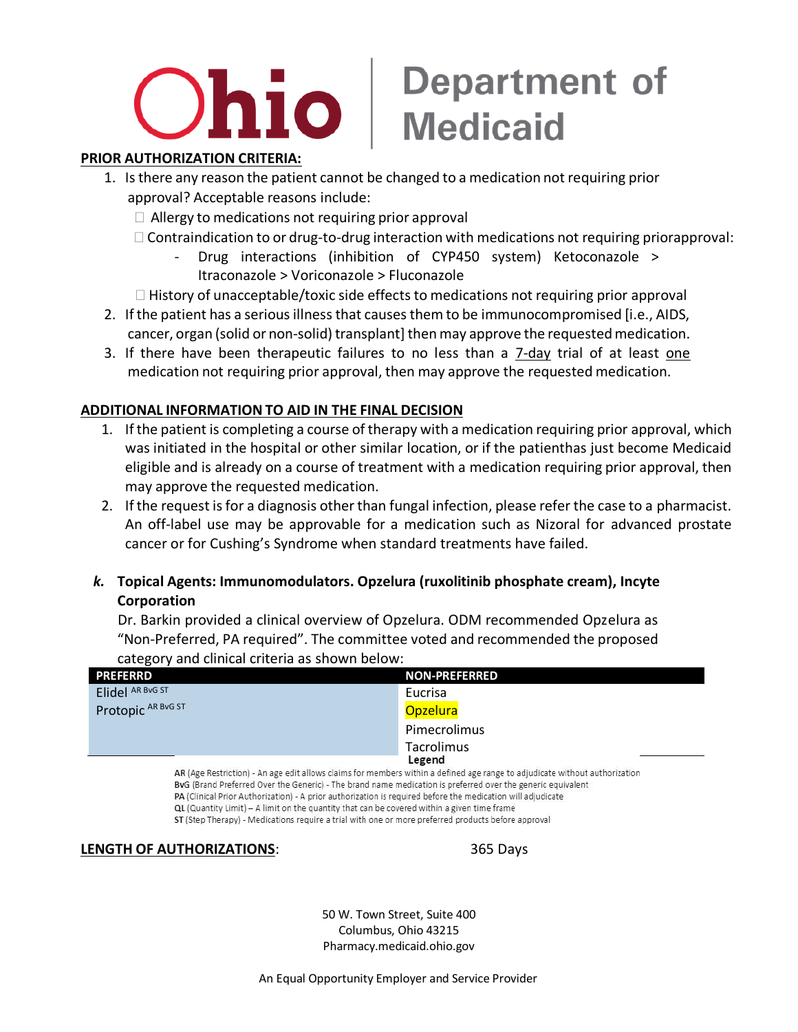**PRIOR AUTHORIZATION CRITERIA:**

1. Is there any reason the patient cannot be changed to a medication not requiring prior approval? Acceptable reasons include:
   - Allergy to medications not requiring prior approval
   - Contraindication to or drug-to-drug interaction with medications not requiring priorapproval:
     - Drug interactions (inhibition of CYP450 system) Ketoconazole > Itraconazole > Voriconazole > Fluconazole
   - History of unacceptable/toxic side effects to medications not requiring prior approval
2. If the patient has a serious illness that causes them to be immunocompromised [i.e., AIDS, cancer, organ (solid or non-solid) transplant] then may approve the requested medication.
3. If there have been therapeutic failures to no less than a 7-day trial of at least one medication not requiring prior approval, then may approve the requested medication.

**ADDITIONAL INFORMATION TO AID IN THE FINAL DECISION**

1. If the patient is completing a course of therapy with a medication requiring prior approval, which was initiated in the hospital or other similar location, or if the patienthas just become Medicaid eligible and is already on a course of treatment with a medication requiring prior approval, then may approve the requested medication.
2. If the request is for a diagnosis other than fungal infection, please refer the case to a pharmacist. An off-label use may be approvable for a medication such as Nizoral for advanced prostate cancer or for Cushing's Syndrome when standard treatments have failed.

***k.* Topical Agents: Immunomodulators. Opzelura (ruxolitinib phosphate cream), Incyte Corporation**

Dr. Barkin provided a clinical overview of Opzelura. ODM recommended Opzelura as "Non-Preferred, PA required". The committee voted and recommended the proposed category and clinical criteria as shown below:

| PREFERRD | NON-PREFERRED |
|---|---|
| Elidel AR BvG ST | Eucrisa |
| Protopic AR BvG ST | Opzelura |
| | Pimecrolimus |
| | Tacrolimus |

**Legend**

AR (Age Restriction) - An age edit allows claims for members within a defined age range to adjudicate without authorization
BvG (Brand Preferred Over the Generic) - The brand name medication is preferred over the generic equivalent
PA (Clinical Prior Authorization) - A prior authorization is required before the medication will adjudicate
QL (Quantity Limit) – A limit on the quantity that can be covered within a given time frame
ST (Step Therapy) - Medications require a trial with one or more preferred products before approval

**LENGTH OF AUTHORIZATIONS**: 365 Days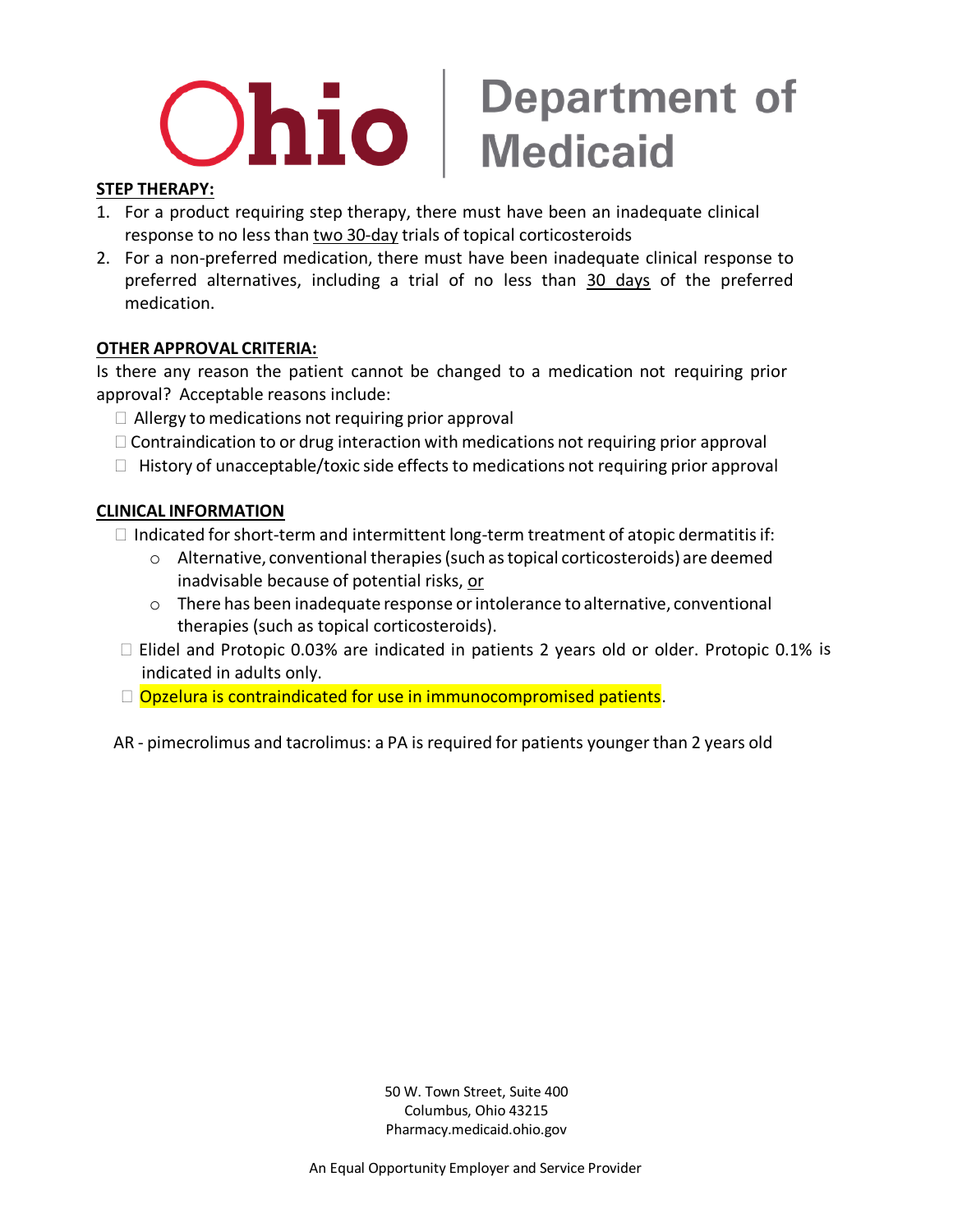**STEP THERAPY:**

1. For a product requiring step therapy, there must have been an inadequate clinical response to no less than <u>two 30-day</u> trials of topical corticosteroids
2. For a non-preferred medication, there must have been inadequate clinical response to preferred alternatives, including a trial of no less than <u>30 days</u> of the preferred medication.

**OTHER APPROVAL CRITERIA:**

Is there any reason the patient cannot be changed to a medication not requiring prior approval? Acceptable reasons include:

- ☐ Allergy to medications not requiring prior approval
- ☐ Contraindication to or drug interaction with medications not requiring prior approval
- ☐ History of unacceptable/toxic side effects to medications not requiring prior approval

**CLINICAL INFORMATION**

- ☐ Indicated for short-term and intermittent long-term treatment of atopic dermatitis if:
  - Alternative, conventional therapies (such as topical corticosteroids) are deemed inadvisable because of potential risks, <u>or</u>
  - There has been inadequate response or intolerance to alternative, conventional therapies (such as topical corticosteroids).
- ☐ Elidel and Protopic 0.03% are indicated in patients 2 years old or older. Protopic 0.1% is indicated in adults only.
- ☐ Opzelura is contraindicated for use in immunocompromised patients.

AR - pimecrolimus and tacrolimus: a PA is required for patients younger than 2 years old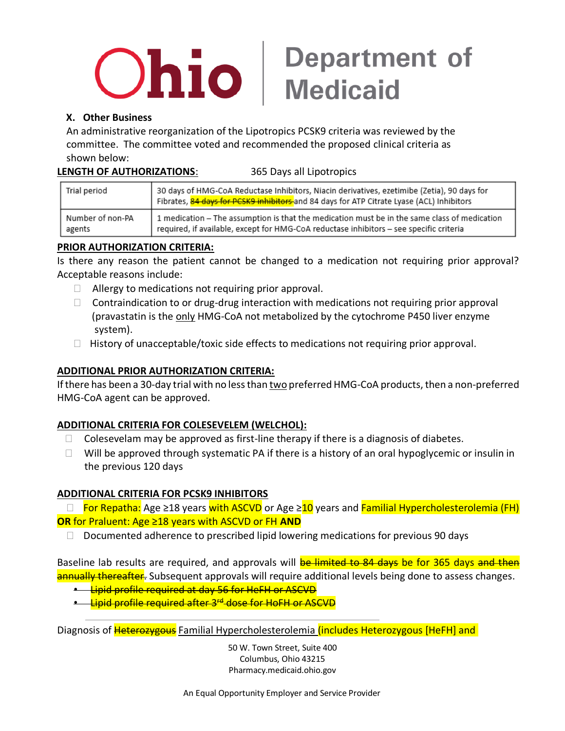**X. Other Business**

An administrative reorganization of the Lipotropics PCSK9 criteria was reviewed by the committee. The committee voted and recommended the proposed clinical criteria as shown below:

**LENGTH OF AUTHORIZATIONS**: 365 Days all Lipotropics

| Trial period | 30 days of HMG-CoA Reductase Inhibitors, Niacin derivatives, ezetimibe (Zetia), 90 days for Fibrates, ~~84 days for PCSK9 inhibitors~~ and 84 days for ATP Citrate Lyase (ACL) Inhibitors |
|---|---|
| Number of non-PA agents | 1 medication – The assumption is that the medication must be in the same class of medication required, if available, except for HMG-CoA reductase inhibitors – see specific criteria |

**PRIOR AUTHORIZATION CRITERIA:**

Is there any reason the patient cannot be changed to a medication not requiring prior approval? Acceptable reasons include:

- Allergy to medications not requiring prior approval.
- Contraindication to or drug-drug interaction with medications not requiring prior approval (pravastatin is the only HMG-CoA not metabolized by the cytochrome P450 liver enzyme system).
- History of unacceptable/toxic side effects to medications not requiring prior approval.

**ADDITIONAL PRIOR AUTHORIZATION CRITERIA:**

If there has been a 30-day trial with no less than two preferred HMG-CoA products, then a non-preferred HMG-CoA agent can be approved.

**ADDITIONAL CRITERIA FOR COLESEVELEM (WELCHOL):**

- Colesevelam may be approved as first-line therapy if there is a diagnosis of diabetes.
- Will be approved through systematic PA if there is a history of an oral hypoglycemic or insulin in the previous 120 days

**ADDITIONAL CRITERIA FOR PCSK9 INHIBITORS**

- For Repatha: Age ≥18 years with ASCVD or Age ≥10 years and Familial Hypercholesterolemia (FH) **OR** for Praluent: Age ≥18 years with ASCVD or FH **AND**
- Documented adherence to prescribed lipid lowering medications for previous 90 days

Baseline lab results are required, and approvals will ~~be limited to 84 days~~ be for 365 days ~~and then annually thereafter.~~ Subsequent approvals will require additional levels being done to assess changes.

- ~~Lipid profile required at day 56 for HeFH or ASCVD~~
- ~~Lipid profile required after 3rd dose for HoFH or ASCVD~~

Diagnosis of ~~Heterozygous~~ Familial Hypercholesterolemia (includes Heterozygous [HeFH] and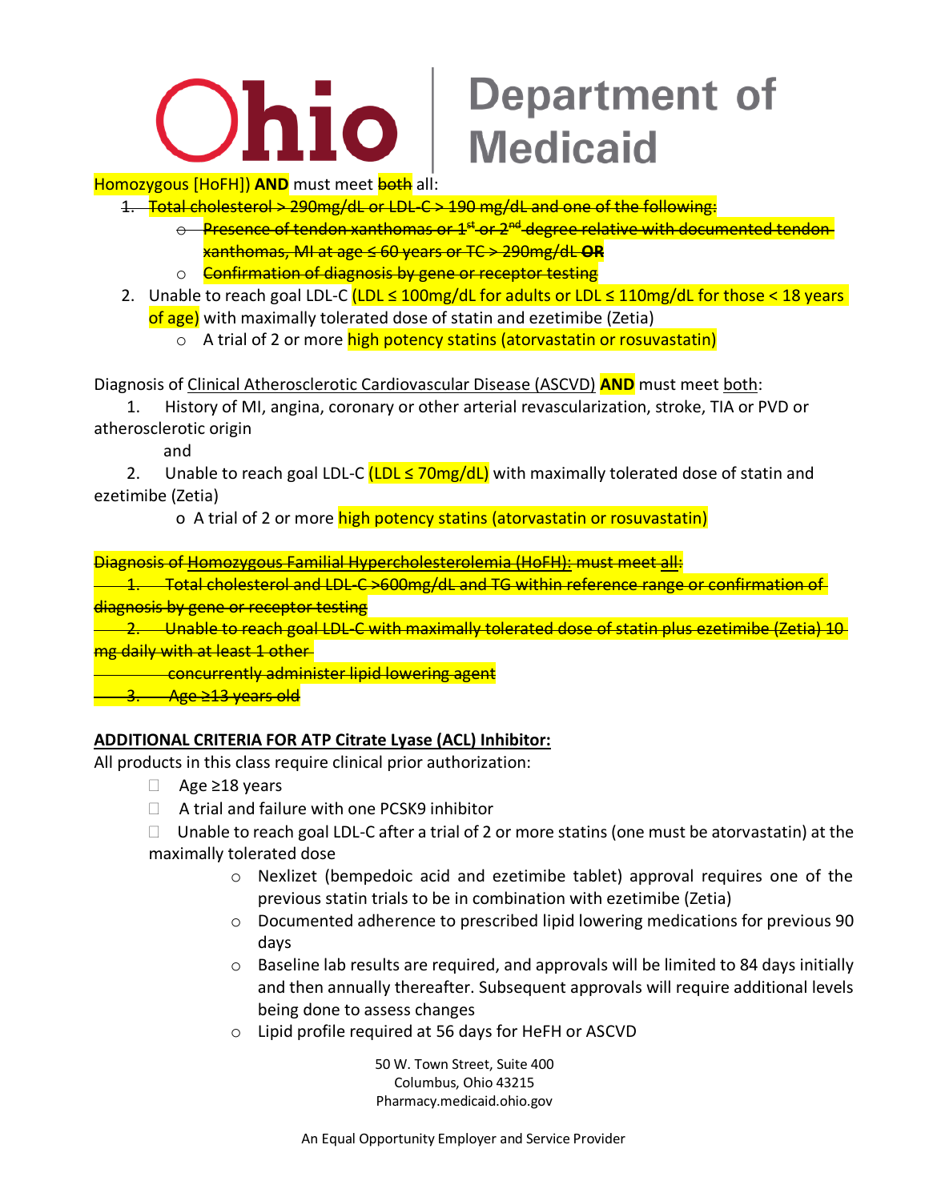Homozygous [HoFH]) **AND** must meet ~~both~~ all:

1. ~~Total cholesterol > 290mg/dL or LDL-C > 190 mg/dL and one of the following:~~
   - ~~Presence of tendon xanthomas or 1st or 2nd degree relative with documented tendon xanthomas, MI at age ≤ 60 years or TC > 290mg/dL **OR**~~
   - ~~Confirmation of diagnosis by gene or receptor testing~~
2. Unable to reach goal LDL-C (LDL ≤ 100mg/dL for adults or LDL ≤ 110mg/dL for those < 18 years of age) with maximally tolerated dose of statin and ezetimibe (Zetia)
   - A trial of 2 or more high potency statins (atorvastatin or rosuvastatin)

Diagnosis of Clinical Atherosclerotic Cardiovascular Disease (ASCVD) **AND** must meet both:

1. History of MI, angina, coronary or other arterial revascularization, stroke, TIA or PVD or atherosclerotic origin

   and

2. Unable to reach goal LDL-C (LDL ≤ 70mg/dL) with maximally tolerated dose of statin and ezetimibe (Zetia)
   - A trial of 2 or more high potency statins (atorvastatin or rosuvastatin)

~~Diagnosis of Homozygous Familial Hypercholesterolemia (HoFH): must meet all:~~

1. ~~Total cholesterol and LDL-C >600mg/dL and TG within reference range or confirmation of diagnosis by gene or receptor testing~~
2. ~~Unable to reach goal LDL-C with maximally tolerated dose of statin plus ezetimibe (Zetia) 10 mg daily with at least 1 other concurrently administer lipid lowering agent~~
3. ~~Age ≥13 years old~~

**ADDITIONAL CRITERIA FOR ATP Citrate Lyase (ACL) Inhibitor:**

All products in this class require clinical prior authorization:

- Age ≥18 years
- A trial and failure with one PCSK9 inhibitor
- Unable to reach goal LDL-C after a trial of 2 or more statins (one must be atorvastatin) at the maximally tolerated dose
  - Nexlizet (bempedoic acid and ezetimibe tablet) approval requires one of the previous statin trials to be in combination with ezetimibe (Zetia)
  - Documented adherence to prescribed lipid lowering medications for previous 90 days
  - Baseline lab results are required, and approvals will be limited to 84 days initially and then annually thereafter. Subsequent approvals will require additional levels being done to assess changes
  - Lipid profile required at 56 days for HeFH or ASCVD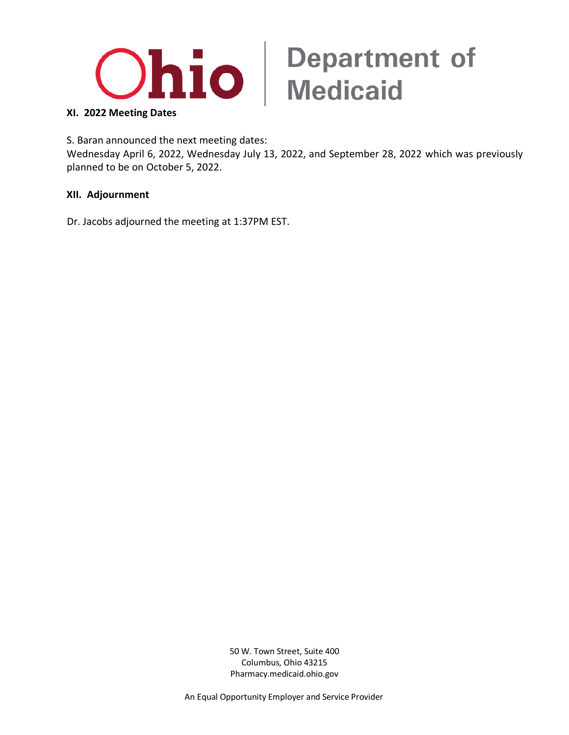**XI. 2022 Meeting Dates**

S. Baran announced the next meeting dates:
Wednesday April 6, 2022, Wednesday July 13, 2022, and September 28, 2022 which was previously planned to be on October 5, 2022.

**XII. Adjournment**

Dr. Jacobs adjourned the meeting at 1:37PM EST.